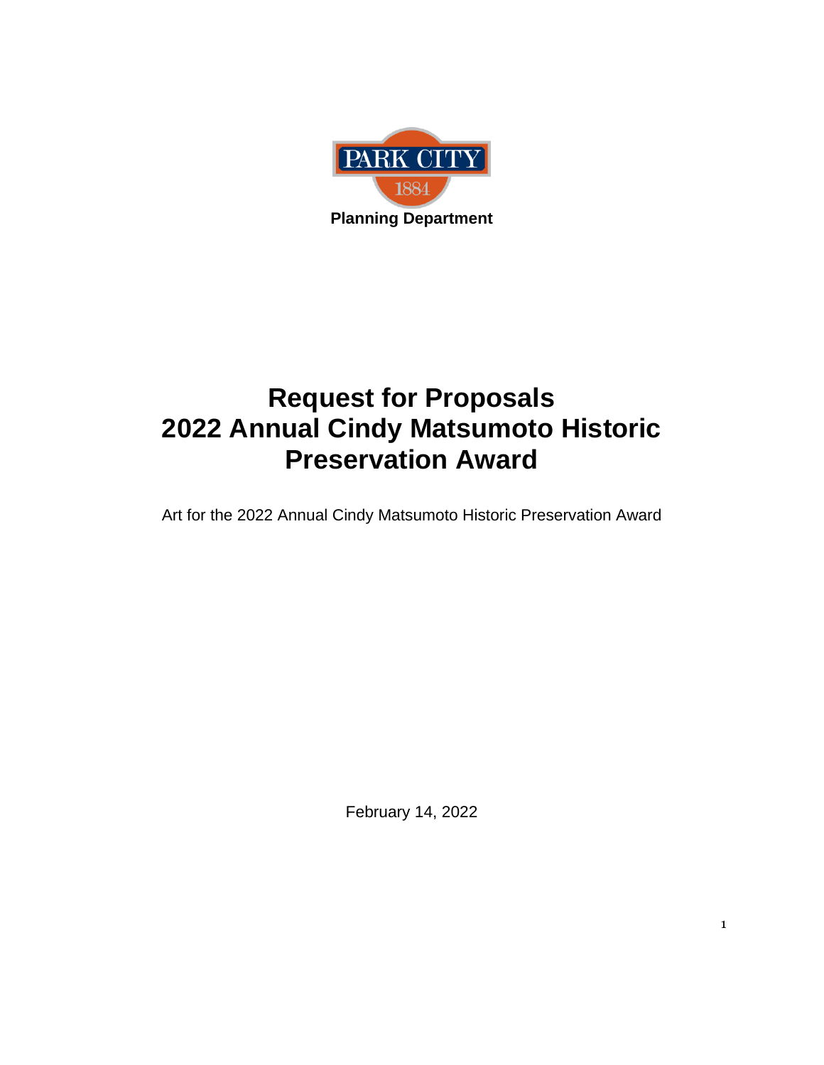PARK CITY 1884

**Planning Department**

# Request for Proposals 2022 Annual Cindy Matsumoto Historic Preservation Award

Art for the 2022 Annual Cindy Matsumoto Historic Preservation Award

February 14, 2022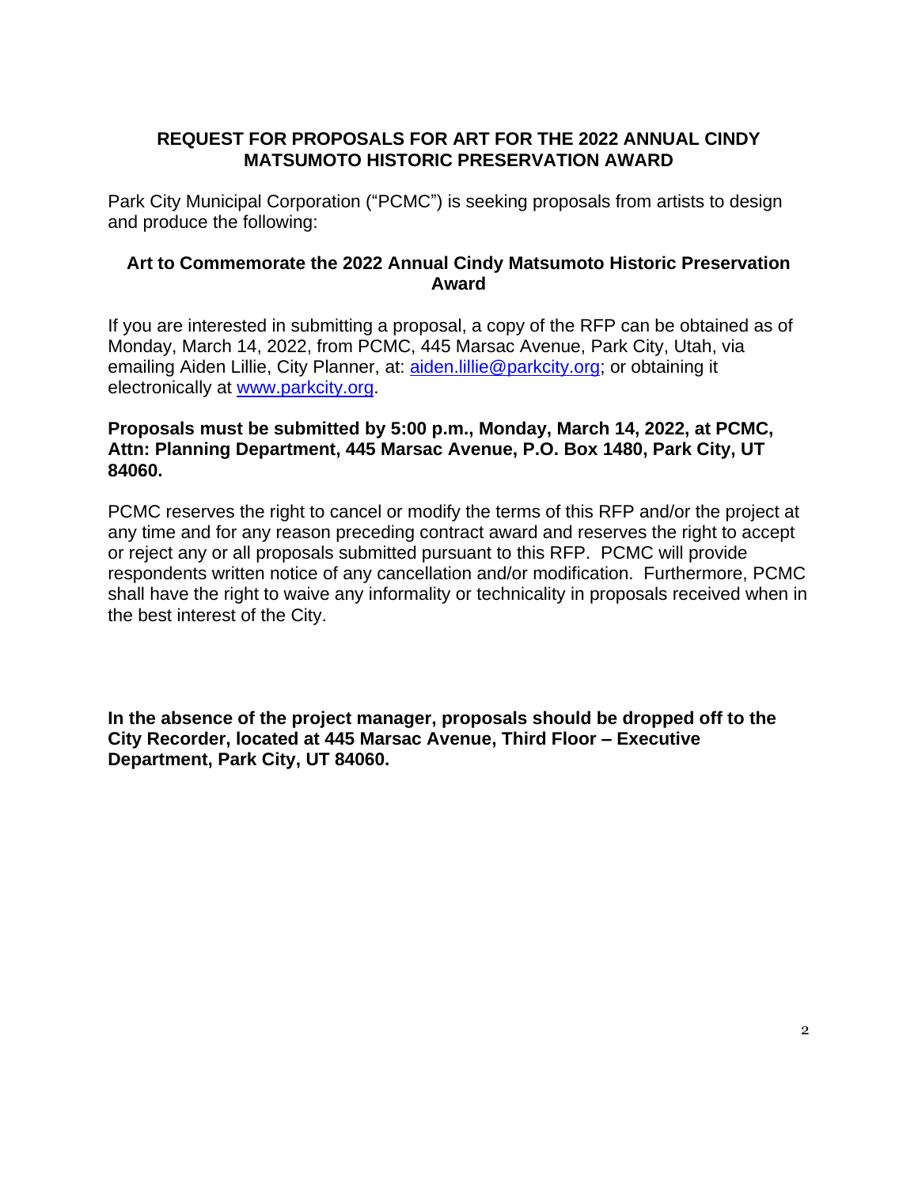**REQUEST FOR PROPOSALS FOR ART FOR THE 2022 ANNUAL CINDY MATSUMOTO HISTORIC PRESERVATION AWARD**

Park City Municipal Corporation ("PCMC") is seeking proposals from artists to design and produce the following:

**Art to Commemorate the 2022 Annual Cindy Matsumoto Historic Preservation Award**

If you are interested in submitting a proposal, a copy of the RFP can be obtained as of Monday, March 14, 2022, from PCMC, 445 Marsac Avenue, Park City, Utah, via emailing Aiden Lillie, City Planner, at: aiden.lillie@parkcity.org; or obtaining it electronically at www.parkcity.org.

**Proposals must be submitted by 5:00 p.m., Monday, March 14, 2022, at PCMC, Attn: Planning Department, 445 Marsac Avenue, P.O. Box 1480, Park City, UT 84060.**

PCMC reserves the right to cancel or modify the terms of this RFP and/or the project at any time and for any reason preceding contract award and reserves the right to accept or reject any or all proposals submitted pursuant to this RFP. PCMC will provide respondents written notice of any cancellation and/or modification. Furthermore, PCMC shall have the right to waive any informality or technicality in proposals received when in the best interest of the City.

**In the absence of the project manager, proposals should be dropped off to the City Recorder, located at 445 Marsac Avenue, Third Floor – Executive Department, Park City, UT 84060.**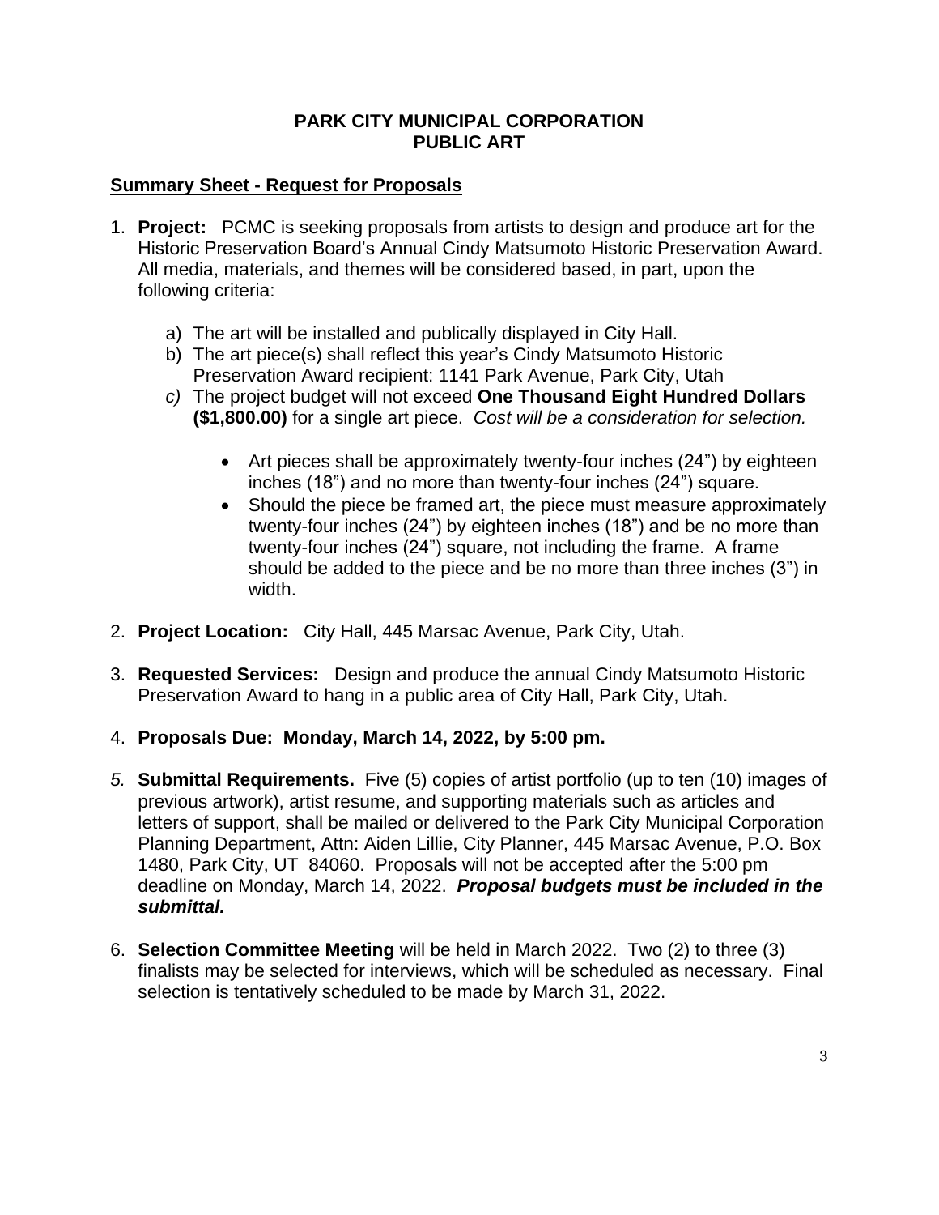**PARK CITY MUNICIPAL CORPORATION**
**PUBLIC ART**

**Summary Sheet - Request for Proposals**

1. **Project:** PCMC is seeking proposals from artists to design and produce art for the Historic Preservation Board's Annual Cindy Matsumoto Historic Preservation Award. All media, materials, and themes will be considered based, in part, upon the following criteria:

   a) The art will be installed and publically displayed in City Hall.
   b) The art piece(s) shall reflect this year's Cindy Matsumoto Historic Preservation Award recipient: 1141 Park Avenue, Park City, Utah
   *c)* The project budget will not exceed **One Thousand Eight Hundred Dollars ($1,800.00)** for a single art piece. *Cost will be a consideration for selection.*

      - Art pieces shall be approximately twenty-four inches (24") by eighteen inches (18") and no more than twenty-four inches (24") square.
      - Should the piece be framed art, the piece must measure approximately twenty-four inches (24") by eighteen inches (18") and be no more than twenty-four inches (24") square, not including the frame. A frame should be added to the piece and be no more than three inches (3") in width.

2. **Project Location:** City Hall, 445 Marsac Avenue, Park City, Utah.

3. **Requested Services:** Design and produce the annual Cindy Matsumoto Historic Preservation Award to hang in a public area of City Hall, Park City, Utah.

4. **Proposals Due: Monday, March 14, 2022, by 5:00 pm.**

*5.* **Submittal Requirements.** Five (5) copies of artist portfolio (up to ten (10) images of previous artwork), artist resume, and supporting materials such as articles and letters of support, shall be mailed or delivered to the Park City Municipal Corporation Planning Department, Attn: Aiden Lillie, City Planner, 445 Marsac Avenue, P.O. Box 1480, Park City, UT 84060. Proposals will not be accepted after the 5:00 pm deadline on Monday, March 14, 2022. ***Proposal budgets must be included in the submittal.***

6. **Selection Committee Meeting** will be held in March 2022. Two (2) to three (3) finalists may be selected for interviews, which will be scheduled as necessary. Final selection is tentatively scheduled to be made by March 31, 2022.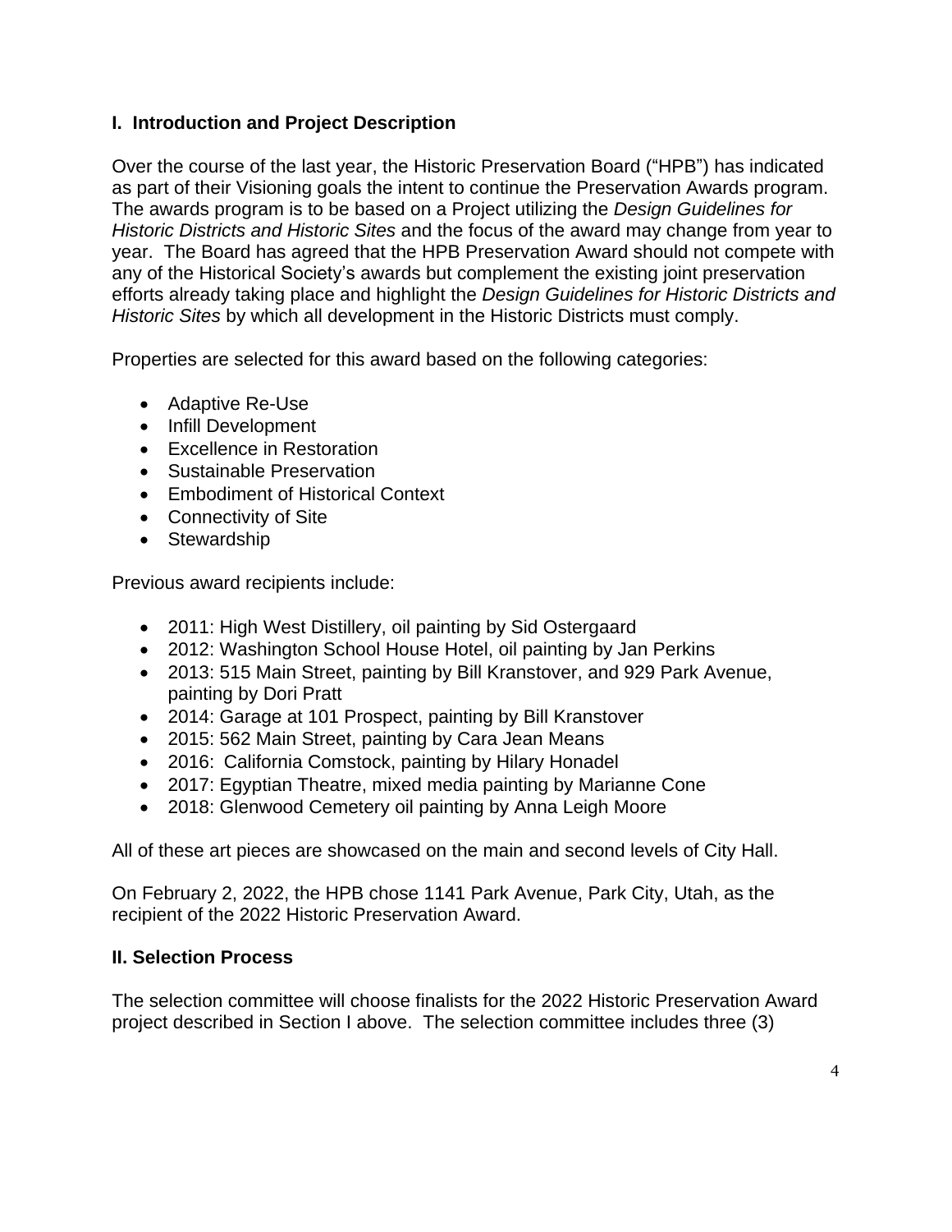## I. Introduction and Project Description

Over the course of the last year, the Historic Preservation Board ("HPB") has indicated as part of their Visioning goals the intent to continue the Preservation Awards program. The awards program is to be based on a Project utilizing the *Design Guidelines for Historic Districts and Historic Sites* and the focus of the award may change from year to year. The Board has agreed that the HPB Preservation Award should not compete with any of the Historical Society's awards but complement the existing joint preservation efforts already taking place and highlight the *Design Guidelines for Historic Districts and Historic Sites* by which all development in the Historic Districts must comply.

Properties are selected for this award based on the following categories:

- Adaptive Re-Use
- Infill Development
- Excellence in Restoration
- Sustainable Preservation
- Embodiment of Historical Context
- Connectivity of Site
- Stewardship

Previous award recipients include:

- 2011: High West Distillery, oil painting by Sid Ostergaard
- 2012: Washington School House Hotel, oil painting by Jan Perkins
- 2013: 515 Main Street, painting by Bill Kranstover, and 929 Park Avenue, painting by Dori Pratt
- 2014: Garage at 101 Prospect, painting by Bill Kranstover
- 2015: 562 Main Street, painting by Cara Jean Means
- 2016: California Comstock, painting by Hilary Honadel
- 2017: Egyptian Theatre, mixed media painting by Marianne Cone
- 2018: Glenwood Cemetery oil painting by Anna Leigh Moore

All of these art pieces are showcased on the main and second levels of City Hall.

On February 2, 2022, the HPB chose 1141 Park Avenue, Park City, Utah, as the recipient of the 2022 Historic Preservation Award.

## II. Selection Process

The selection committee will choose finalists for the 2022 Historic Preservation Award project described in Section I above. The selection committee includes three (3)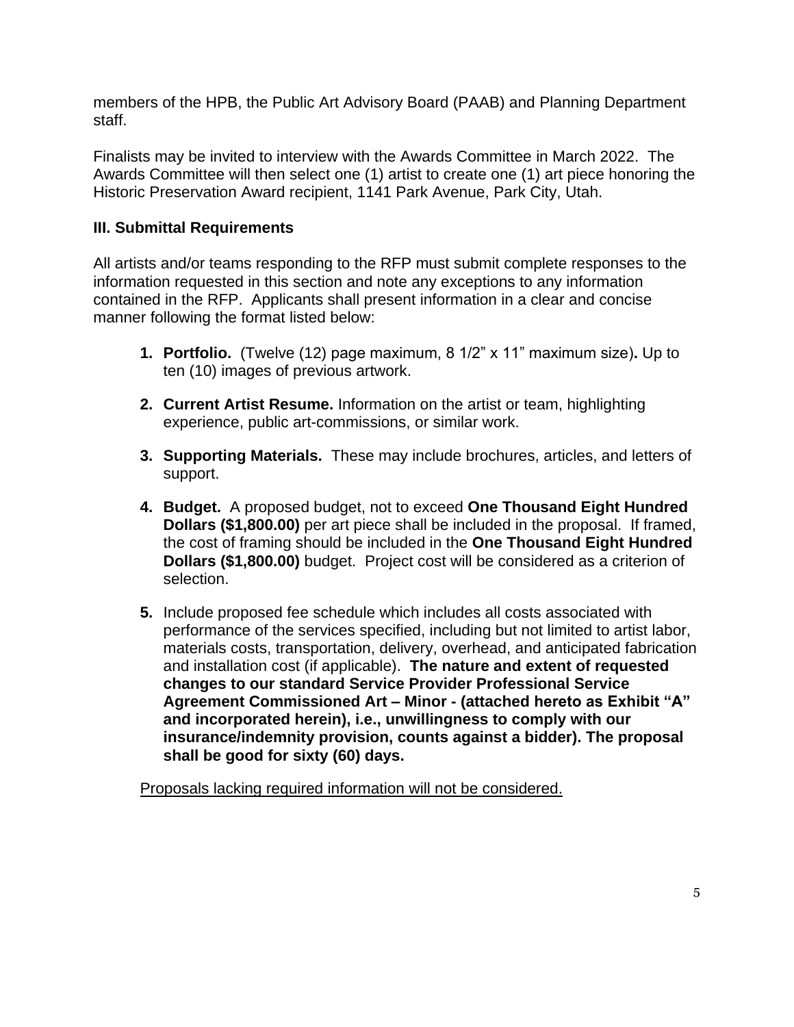members of the HPB, the Public Art Advisory Board (PAAB) and Planning Department staff.

Finalists may be invited to interview with the Awards Committee in March 2022. The Awards Committee will then select one (1) artist to create one (1) art piece honoring the Historic Preservation Award recipient, 1141 Park Avenue, Park City, Utah.

### III. Submittal Requirements

All artists and/or teams responding to the RFP must submit complete responses to the information requested in this section and note any exceptions to any information contained in the RFP. Applicants shall present information in a clear and concise manner following the format listed below:

1. **Portfolio.** (Twelve (12) page maximum, 8 1/2" x 11" maximum size)**.** Up to ten (10) images of previous artwork.

2. **Current Artist Resume.** Information on the artist or team, highlighting experience, public art-commissions, or similar work.

3. **Supporting Materials.** These may include brochures, articles, and letters of support.

4. **Budget.** A proposed budget, not to exceed **One Thousand Eight Hundred Dollars ($1,800.00)** per art piece shall be included in the proposal. If framed, the cost of framing should be included in the **One Thousand Eight Hundred Dollars ($1,800.00)** budget. Project cost will be considered as a criterion of selection.

5. Include proposed fee schedule which includes all costs associated with performance of the services specified, including but not limited to artist labor, materials costs, transportation, delivery, overhead, and anticipated fabrication and installation cost (if applicable). **The nature and extent of requested changes to our standard Service Provider Professional Service Agreement Commissioned Art – Minor - (attached hereto as Exhibit "A" and incorporated herein), i.e., unwillingness to comply with our insurance/indemnity provision, counts against a bidder). The proposal shall be good for sixty (60) days.**

<u>Proposals lacking required information will not be considered.</u>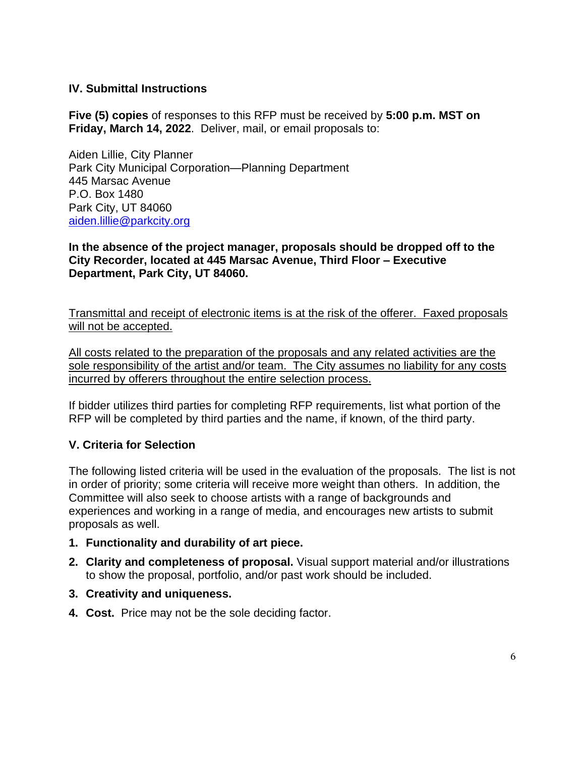## IV. Submittal Instructions

**Five (5) copies** of responses to this RFP must be received by **5:00 p.m. MST on Friday, March 14, 2022**. Deliver, mail, or email proposals to:

Aiden Lillie, City Planner
Park City Municipal Corporation—Planning Department
445 Marsac Avenue
P.O. Box 1480
Park City, UT 84060
aiden.lillie@parkcity.org

**In the absence of the project manager, proposals should be dropped off to the City Recorder, located at 445 Marsac Avenue, Third Floor – Executive Department, Park City, UT 84060.**

<u>Transmittal and receipt of electronic items is at the risk of the offerer. Faxed proposals will not be accepted.</u>

<u>All costs related to the preparation of the proposals and any related activities are the sole responsibility of the artist and/or team. The City assumes no liability for any costs incurred by offerers throughout the entire selection process.</u>

If bidder utilizes third parties for completing RFP requirements, list what portion of the RFP will be completed by third parties and the name, if known, of the third party.

## V. Criteria for Selection

The following listed criteria will be used in the evaluation of the proposals. The list is not in order of priority; some criteria will receive more weight than others. In addition, the Committee will also seek to choose artists with a range of backgrounds and experiences and working in a range of media, and encourages new artists to submit proposals as well.

1. **Functionality and durability of art piece.**
2. **Clarity and completeness of proposal.** Visual support material and/or illustrations to show the proposal, portfolio, and/or past work should be included.
3. **Creativity and uniqueness.**
4. **Cost.** Price may not be the sole deciding factor.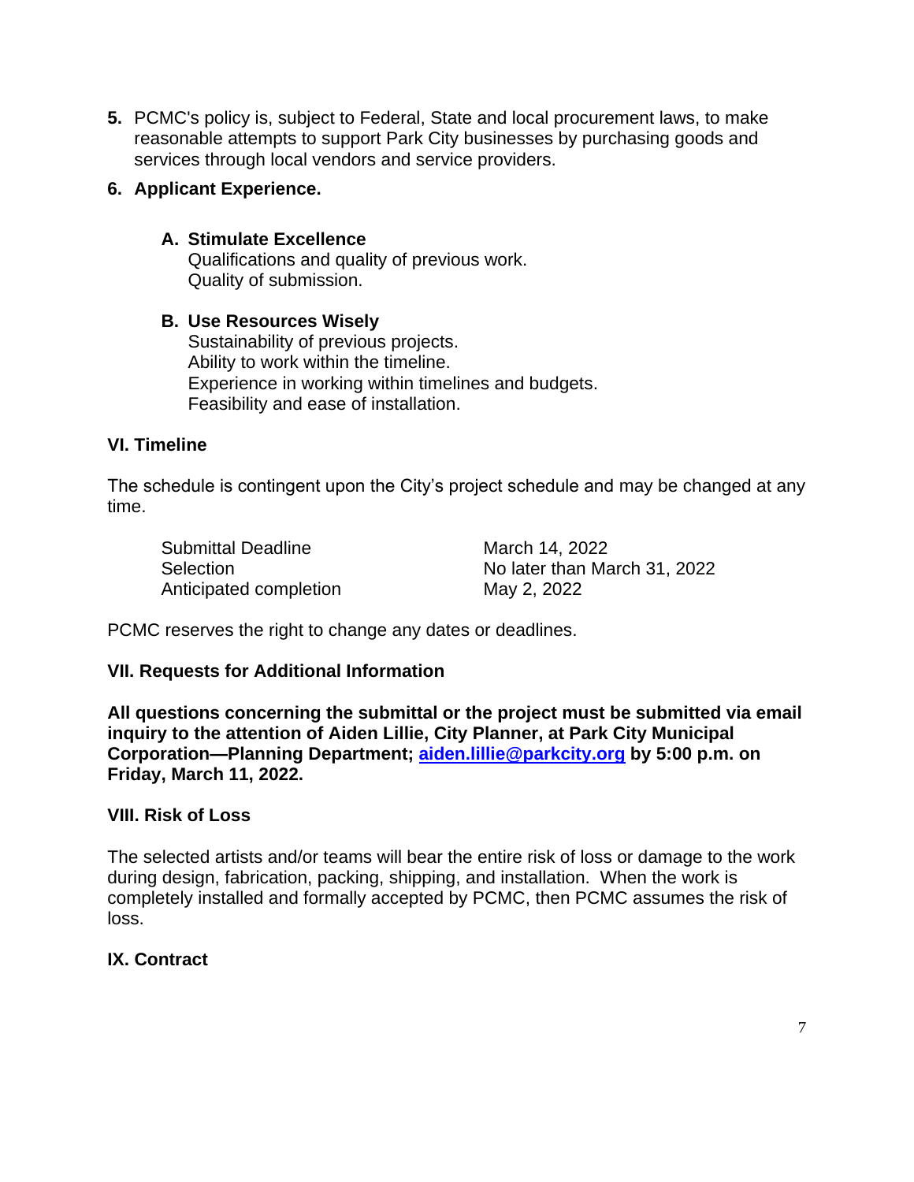**5.** PCMC's policy is, subject to Federal, State and local procurement laws, to make reasonable attempts to support Park City businesses by purchasing goods and services through local vendors and service providers.

**6. Applicant Experience.**

**A. Stimulate Excellence**
Qualifications and quality of previous work.
Quality of submission.

**B. Use Resources Wisely**
Sustainability of previous projects.
Ability to work within the timeline.
Experience in working within timelines and budgets.
Feasibility and ease of installation.

## VI. Timeline

The schedule is contingent upon the City's project schedule and may be changed at any time.

| | |
|---|---|
| Submittal Deadline | March 14, 2022 |
| Selection | No later than March 31, 2022 |
| Anticipated completion | May 2, 2022 |

PCMC reserves the right to change any dates or deadlines.

## VII. Requests for Additional Information

**All questions concerning the submittal or the project must be submitted via email inquiry to the attention of Aiden Lillie, City Planner, at Park City Municipal Corporation—Planning Department; [aiden.lillie@parkcity.org](mailto:aiden.lillie@parkcity.org) by 5:00 p.m. on Friday, March 11, 2022.**

## VIII. Risk of Loss

The selected artists and/or teams will bear the entire risk of loss or damage to the work during design, fabrication, packing, shipping, and installation. When the work is completely installed and formally accepted by PCMC, then PCMC assumes the risk of loss.

## IX. Contract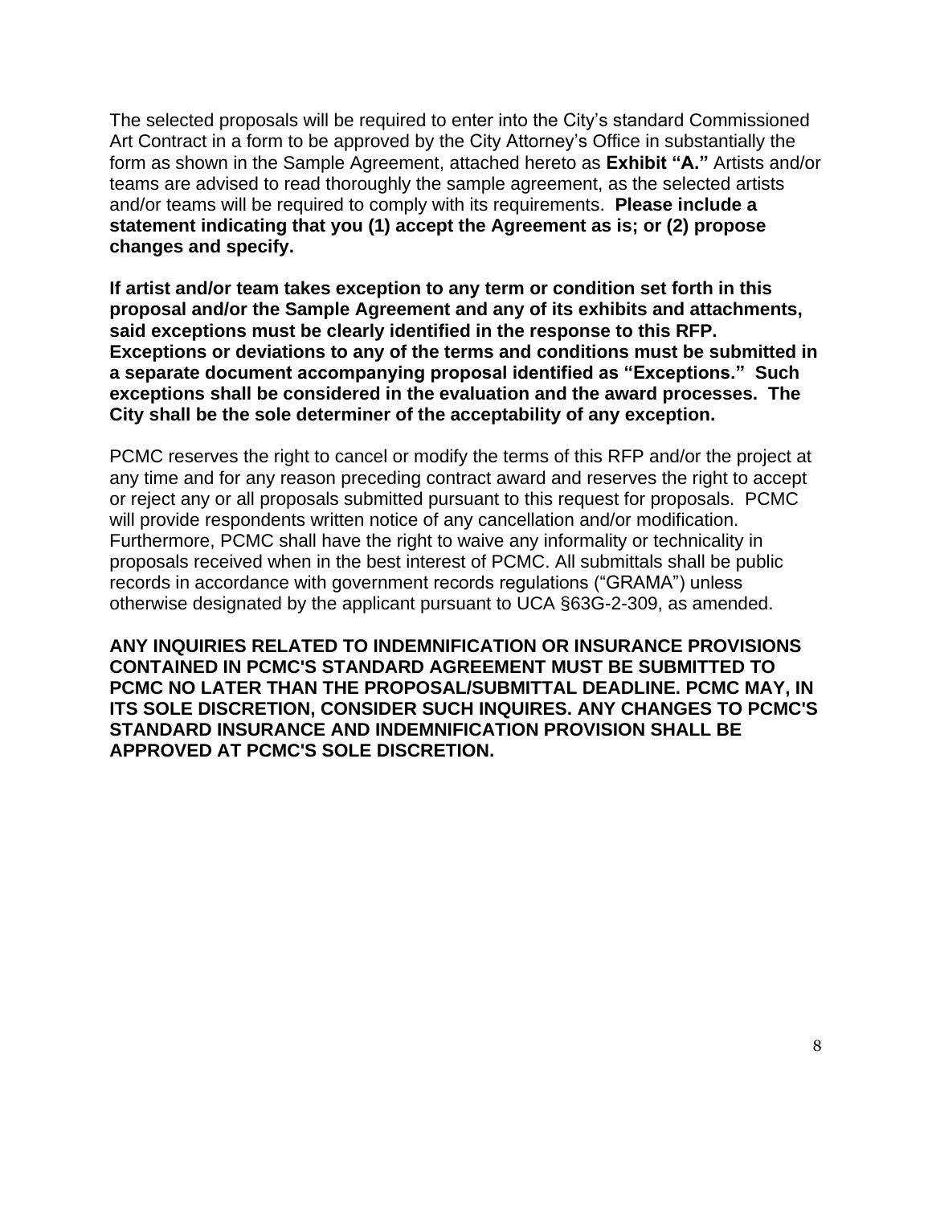The selected proposals will be required to enter into the City's standard Commissioned Art Contract in a form to be approved by the City Attorney's Office in substantially the form as shown in the Sample Agreement, attached hereto as **Exhibit "A."** Artists and/or teams are advised to read thoroughly the sample agreement, as the selected artists and/or teams will be required to comply with its requirements. **Please include a statement indicating that you (1) accept the Agreement as is; or (2) propose changes and specify.**

**If artist and/or team takes exception to any term or condition set forth in this proposal and/or the Sample Agreement and any of its exhibits and attachments, said exceptions must be clearly identified in the response to this RFP. Exceptions or deviations to any of the terms and conditions must be submitted in a separate document accompanying proposal identified as "Exceptions." Such exceptions shall be considered in the evaluation and the award processes. The City shall be the sole determiner of the acceptability of any exception.**

PCMC reserves the right to cancel or modify the terms of this RFP and/or the project at any time and for any reason preceding contract award and reserves the right to accept or reject any or all proposals submitted pursuant to this request for proposals. PCMC will provide respondents written notice of any cancellation and/or modification. Furthermore, PCMC shall have the right to waive any informality or technicality in proposals received when in the best interest of PCMC. All submittals shall be public records in accordance with government records regulations ("GRAMA") unless otherwise designated by the applicant pursuant to UCA §63G-2-309, as amended.

**ANY INQUIRIES RELATED TO INDEMNIFICATION OR INSURANCE PROVISIONS CONTAINED IN PCMC'S STANDARD AGREEMENT MUST BE SUBMITTED TO PCMC NO LATER THAN THE PROPOSAL/SUBMITTAL DEADLINE. PCMC MAY, IN ITS SOLE DISCRETION, CONSIDER SUCH INQUIRES. ANY CHANGES TO PCMC'S STANDARD INSURANCE AND INDEMNIFICATION PROVISION SHALL BE APPROVED AT PCMC'S SOLE DISCRETION.**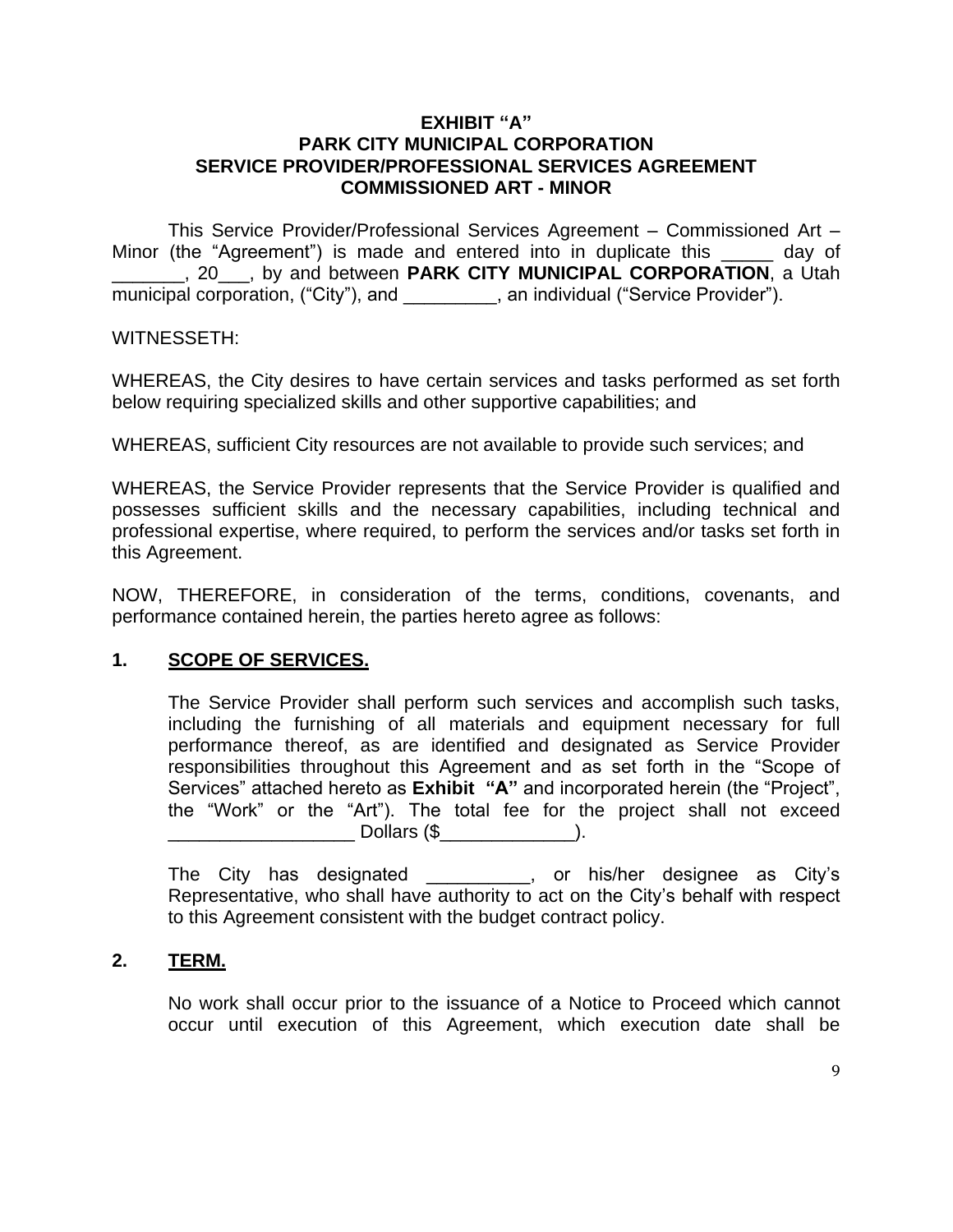**EXHIBIT "A"**
**PARK CITY MUNICIPAL CORPORATION**
**SERVICE PROVIDER/PROFESSIONAL SERVICES AGREEMENT**
**COMMISSIONED ART - MINOR**

This Service Provider/Professional Services Agreement – Commissioned Art – Minor (the "Agreement") is made and entered into in duplicate this _____ day of _______, 20___, by and between **PARK CITY MUNICIPAL CORPORATION**, a Utah municipal corporation, ("City"), and _________, an individual ("Service Provider").

WITNESSETH:

WHEREAS, the City desires to have certain services and tasks performed as set forth below requiring specialized skills and other supportive capabilities; and

WHEREAS, sufficient City resources are not available to provide such services; and

WHEREAS, the Service Provider represents that the Service Provider is qualified and possesses sufficient skills and the necessary capabilities, including technical and professional expertise, where required, to perform the services and/or tasks set forth in this Agreement.

NOW, THEREFORE, in consideration of the terms, conditions, covenants, and performance contained herein, the parties hereto agree as follows:

**1. SCOPE OF SERVICES.**

The Service Provider shall perform such services and accomplish such tasks, including the furnishing of all materials and equipment necessary for full performance thereof, as are identified and designated as Service Provider responsibilities throughout this Agreement and as set forth in the "Scope of Services" attached hereto as **Exhibit "A"** and incorporated herein (the "Project", the "Work" or the "Art"). The total fee for the project shall not exceed __________________ Dollars ($_____________).

The City has designated __________, or his/her designee as City's Representative, who shall have authority to act on the City's behalf with respect to this Agreement consistent with the budget contract policy.

**2. TERM.**

No work shall occur prior to the issuance of a Notice to Proceed which cannot occur until execution of this Agreement, which execution date shall be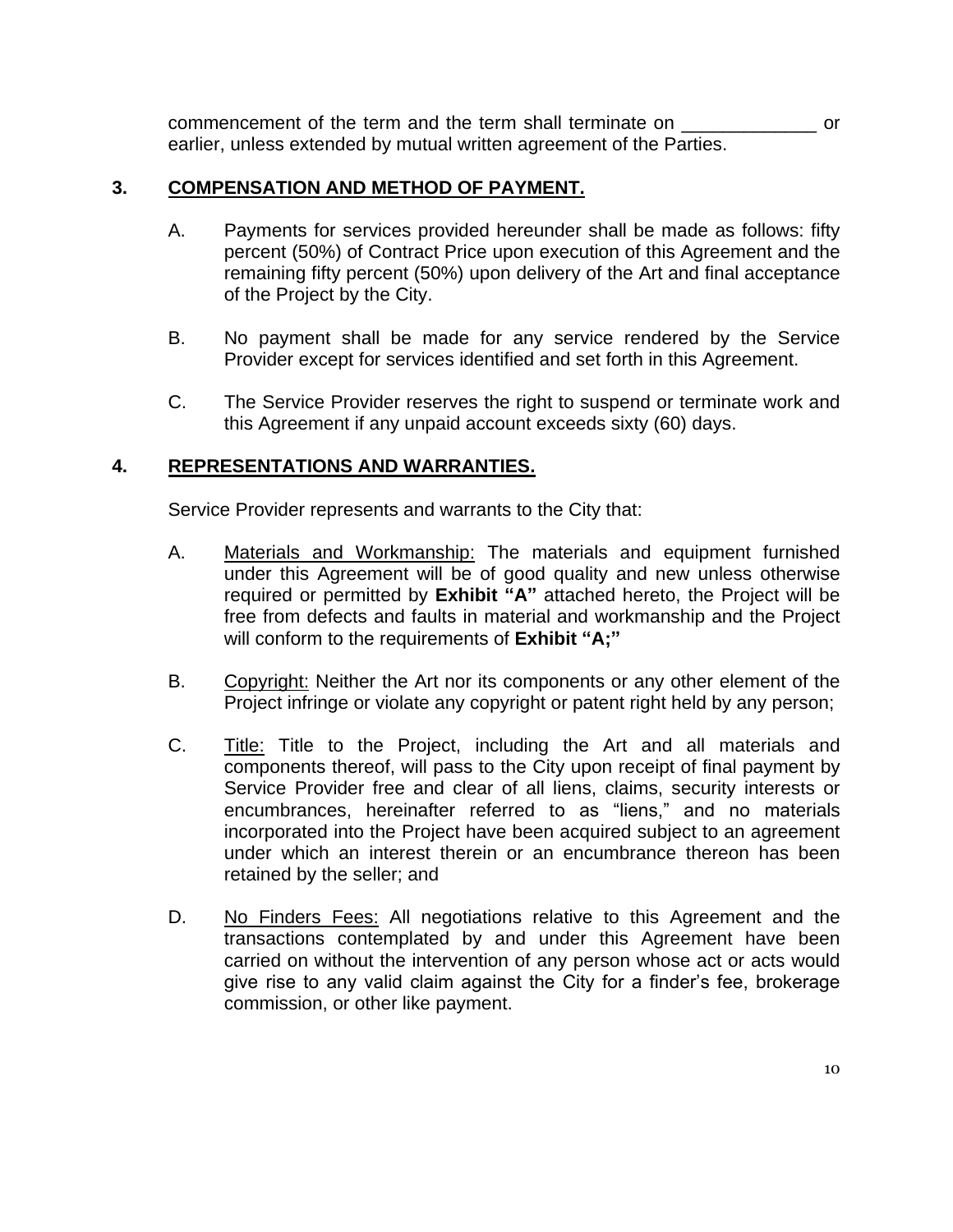commencement of the term and the term shall terminate on _____________ or earlier, unless extended by mutual written agreement of the Parties.

## 3. COMPENSATION AND METHOD OF PAYMENT.

A. Payments for services provided hereunder shall be made as follows: fifty percent (50%) of Contract Price upon execution of this Agreement and the remaining fifty percent (50%) upon delivery of the Art and final acceptance of the Project by the City.

B. No payment shall be made for any service rendered by the Service Provider except for services identified and set forth in this Agreement.

C. The Service Provider reserves the right to suspend or terminate work and this Agreement if any unpaid account exceeds sixty (60) days.

## 4. REPRESENTATIONS AND WARRANTIES.

Service Provider represents and warrants to the City that:

A. Materials and Workmanship: The materials and equipment furnished under this Agreement will be of good quality and new unless otherwise required or permitted by **Exhibit "A"** attached hereto, the Project will be free from defects and faults in material and workmanship and the Project will conform to the requirements of **Exhibit "A;"**

B. Copyright: Neither the Art nor its components or any other element of the Project infringe or violate any copyright or patent right held by any person;

C. Title: Title to the Project, including the Art and all materials and components thereof, will pass to the City upon receipt of final payment by Service Provider free and clear of all liens, claims, security interests or encumbrances, hereinafter referred to as "liens," and no materials incorporated into the Project have been acquired subject to an agreement under which an interest therein or an encumbrance thereon has been retained by the seller; and

D. No Finders Fees: All negotiations relative to this Agreement and the transactions contemplated by and under this Agreement have been carried on without the intervention of any person whose act or acts would give rise to any valid claim against the City for a finder's fee, brokerage commission, or other like payment.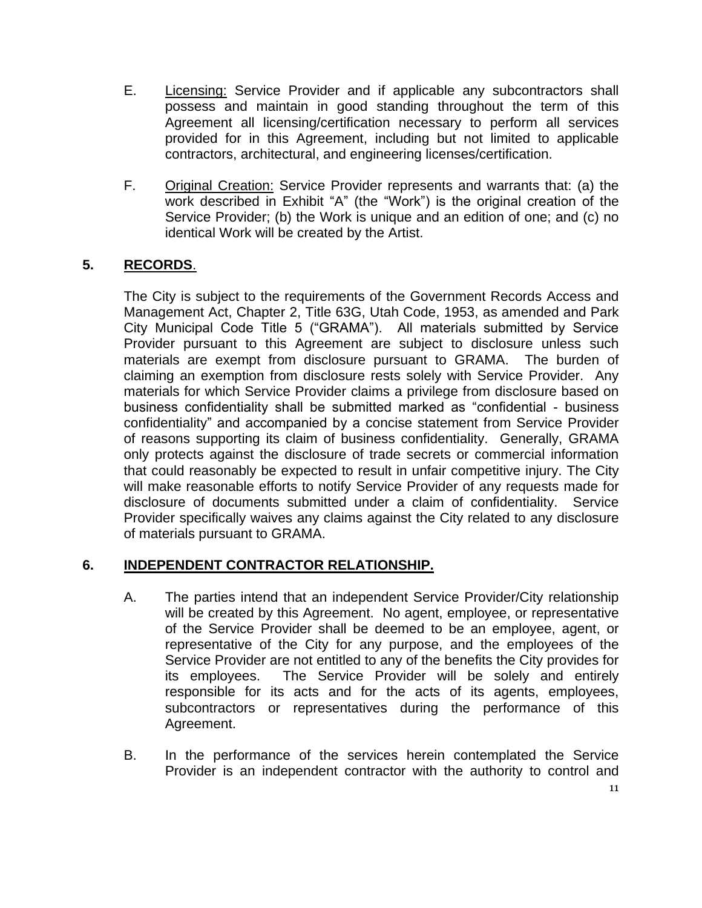E. <u>Licensing:</u> Service Provider and if applicable any subcontractors shall possess and maintain in good standing throughout the term of this Agreement all licensing/certification necessary to perform all services provided for in this Agreement, including but not limited to applicable contractors, architectural, and engineering licenses/certification.

F. <u>Original Creation:</u> Service Provider represents and warrants that: (a) the work described in Exhibit "A" (the "Work") is the original creation of the Service Provider; (b) the Work is unique and an edition of one; and (c) no identical Work will be created by the Artist.

## 5. <u>RECORDS</u>.

The City is subject to the requirements of the Government Records Access and Management Act, Chapter 2, Title 63G, Utah Code, 1953, as amended and Park City Municipal Code Title 5 ("GRAMA"). All materials submitted by Service Provider pursuant to this Agreement are subject to disclosure unless such materials are exempt from disclosure pursuant to GRAMA. The burden of claiming an exemption from disclosure rests solely with Service Provider. Any materials for which Service Provider claims a privilege from disclosure based on business confidentiality shall be submitted marked as "confidential - business confidentiality" and accompanied by a concise statement from Service Provider of reasons supporting its claim of business confidentiality. Generally, GRAMA only protects against the disclosure of trade secrets or commercial information that could reasonably be expected to result in unfair competitive injury. The City will make reasonable efforts to notify Service Provider of any requests made for disclosure of documents submitted under a claim of confidentiality. Service Provider specifically waives any claims against the City related to any disclosure of materials pursuant to GRAMA.

## 6. <u>INDEPENDENT CONTRACTOR RELATIONSHIP.</u>

A. The parties intend that an independent Service Provider/City relationship will be created by this Agreement. No agent, employee, or representative of the Service Provider shall be deemed to be an employee, agent, or representative of the City for any purpose, and the employees of the Service Provider are not entitled to any of the benefits the City provides for its employees. The Service Provider will be solely and entirely responsible for its acts and for the acts of its agents, employees, subcontractors or representatives during the performance of this Agreement.

B. In the performance of the services herein contemplated the Service Provider is an independent contractor with the authority to control and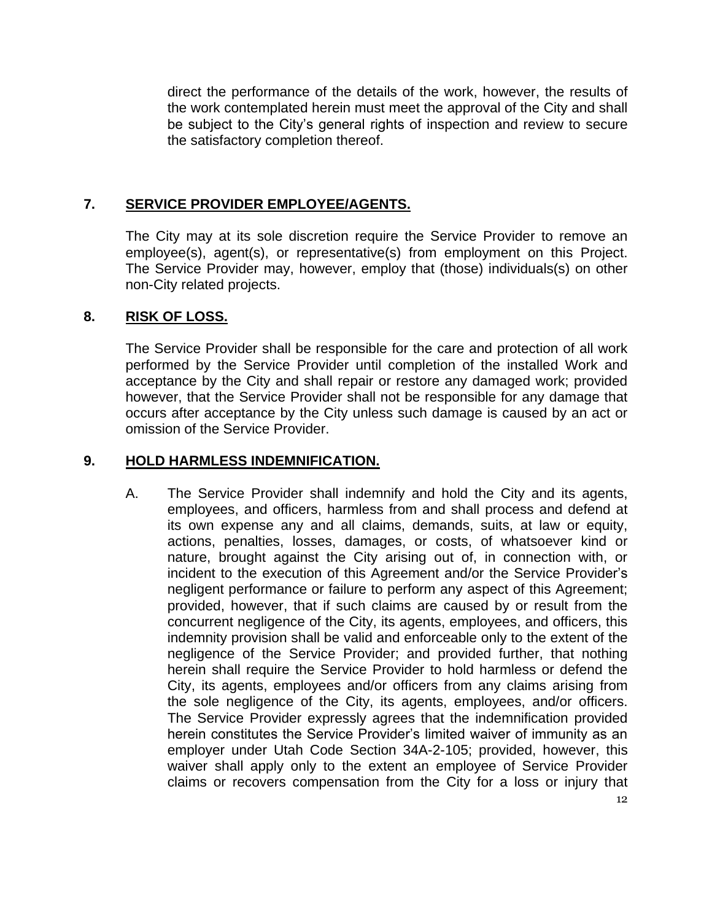direct the performance of the details of the work, however, the results of the work contemplated herein must meet the approval of the City and shall be subject to the City's general rights of inspection and review to secure the satisfactory completion thereof.

## 7. SERVICE PROVIDER EMPLOYEE/AGENTS.

The City may at its sole discretion require the Service Provider to remove an employee(s), agent(s), or representative(s) from employment on this Project. The Service Provider may, however, employ that (those) individuals(s) on other non-City related projects.

## 8. RISK OF LOSS.

The Service Provider shall be responsible for the care and protection of all work performed by the Service Provider until completion of the installed Work and acceptance by the City and shall repair or restore any damaged work; provided however, that the Service Provider shall not be responsible for any damage that occurs after acceptance by the City unless such damage is caused by an act or omission of the Service Provider.

## 9. HOLD HARMLESS INDEMNIFICATION.

A. The Service Provider shall indemnify and hold the City and its agents, employees, and officers, harmless from and shall process and defend at its own expense any and all claims, demands, suits, at law or equity, actions, penalties, losses, damages, or costs, of whatsoever kind or nature, brought against the City arising out of, in connection with, or incident to the execution of this Agreement and/or the Service Provider's negligent performance or failure to perform any aspect of this Agreement; provided, however, that if such claims are caused by or result from the concurrent negligence of the City, its agents, employees, and officers, this indemnity provision shall be valid and enforceable only to the extent of the negligence of the Service Provider; and provided further, that nothing herein shall require the Service Provider to hold harmless or defend the City, its agents, employees and/or officers from any claims arising from the sole negligence of the City, its agents, employees, and/or officers. The Service Provider expressly agrees that the indemnification provided herein constitutes the Service Provider's limited waiver of immunity as an employer under Utah Code Section 34A-2-105; provided, however, this waiver shall apply only to the extent an employee of Service Provider claims or recovers compensation from the City for a loss or injury that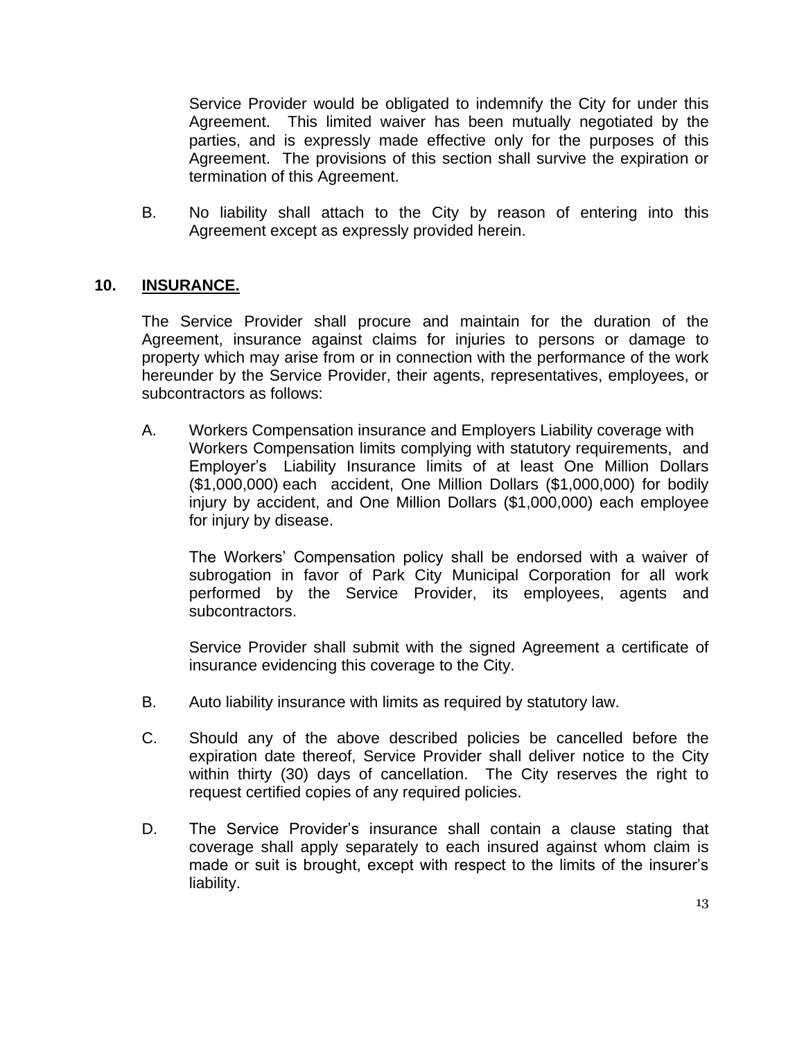Service Provider would be obligated to indemnify the City for under this Agreement. This limited waiver has been mutually negotiated by the parties, and is expressly made effective only for the purposes of this Agreement. The provisions of this section shall survive the expiration or termination of this Agreement.

B. No liability shall attach to the City by reason of entering into this Agreement except as expressly provided herein.

## 10. INSURANCE.

The Service Provider shall procure and maintain for the duration of the Agreement, insurance against claims for injuries to persons or damage to property which may arise from or in connection with the performance of the work hereunder by the Service Provider, their agents, representatives, employees, or subcontractors as follows:

A. Workers Compensation insurance and Employers Liability coverage with Workers Compensation limits complying with statutory requirements, and Employer's Liability Insurance limits of at least One Million Dollars ($1,000,000) each accident, One Million Dollars ($1,000,000) for bodily injury by accident, and One Million Dollars ($1,000,000) each employee for injury by disease.

The Workers' Compensation policy shall be endorsed with a waiver of subrogation in favor of Park City Municipal Corporation for all work performed by the Service Provider, its employees, agents and subcontractors.

Service Provider shall submit with the signed Agreement a certificate of insurance evidencing this coverage to the City.

B. Auto liability insurance with limits as required by statutory law.

C. Should any of the above described policies be cancelled before the expiration date thereof, Service Provider shall deliver notice to the City within thirty (30) days of cancellation. The City reserves the right to request certified copies of any required policies.

D. The Service Provider's insurance shall contain a clause stating that coverage shall apply separately to each insured against whom claim is made or suit is brought, except with respect to the limits of the insurer's liability.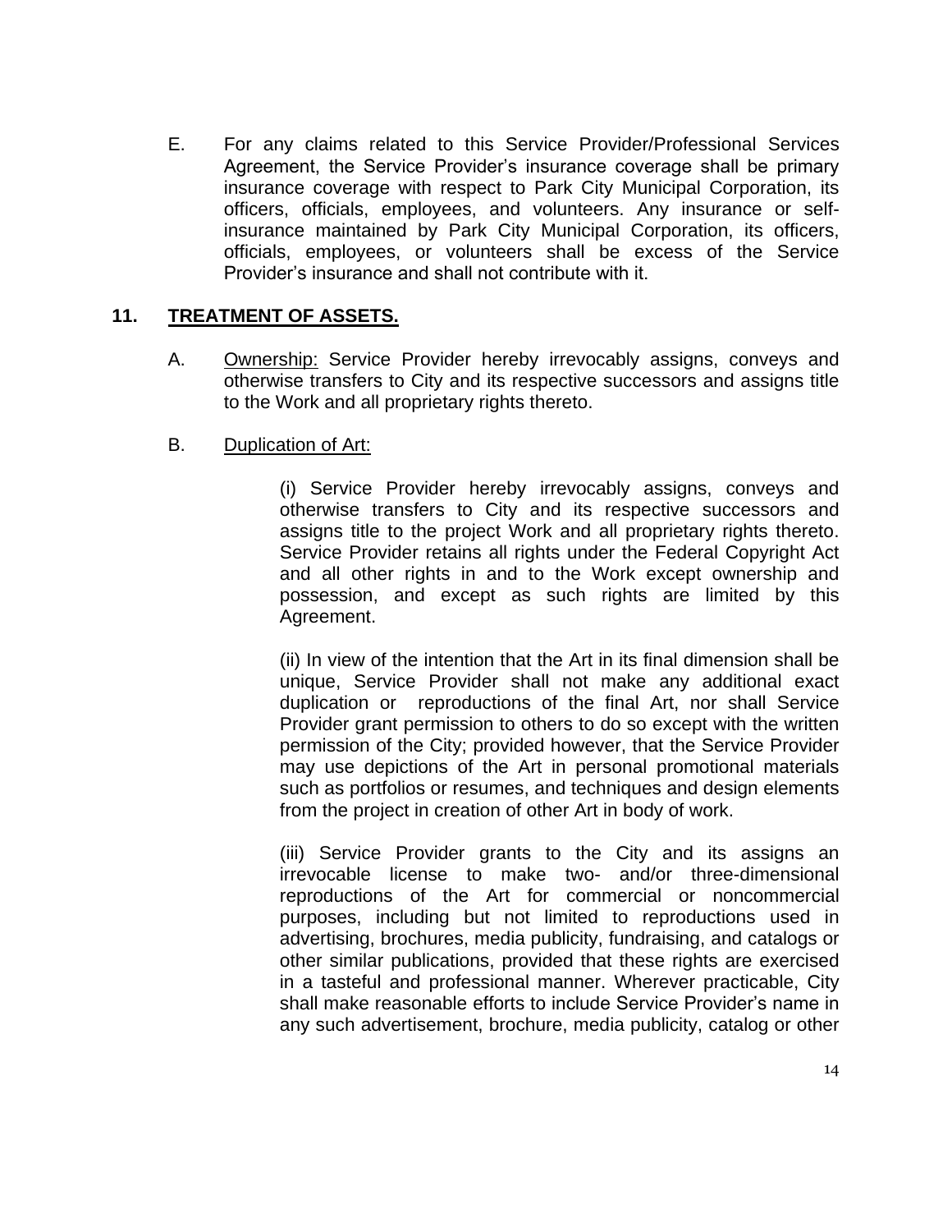E. For any claims related to this Service Provider/Professional Services Agreement, the Service Provider's insurance coverage shall be primary insurance coverage with respect to Park City Municipal Corporation, its officers, officials, employees, and volunteers. Any insurance or self-insurance maintained by Park City Municipal Corporation, its officers, officials, employees, or volunteers shall be excess of the Service Provider's insurance and shall not contribute with it.

## 11. TREATMENT OF ASSETS.

A. Ownership: Service Provider hereby irrevocably assigns, conveys and otherwise transfers to City and its respective successors and assigns title to the Work and all proprietary rights thereto.

B. Duplication of Art:

(i) Service Provider hereby irrevocably assigns, conveys and otherwise transfers to City and its respective successors and assigns title to the project Work and all proprietary rights thereto. Service Provider retains all rights under the Federal Copyright Act and all other rights in and to the Work except ownership and possession, and except as such rights are limited by this Agreement.

(ii) In view of the intention that the Art in its final dimension shall be unique, Service Provider shall not make any additional exact duplication or reproductions of the final Art, nor shall Service Provider grant permission to others to do so except with the written permission of the City; provided however, that the Service Provider may use depictions of the Art in personal promotional materials such as portfolios or resumes, and techniques and design elements from the project in creation of other Art in body of work.

(iii) Service Provider grants to the City and its assigns an irrevocable license to make two- and/or three-dimensional reproductions of the Art for commercial or noncommercial purposes, including but not limited to reproductions used in advertising, brochures, media publicity, fundraising, and catalogs or other similar publications, provided that these rights are exercised in a tasteful and professional manner. Wherever practicable, City shall make reasonable efforts to include Service Provider's name in any such advertisement, brochure, media publicity, catalog or other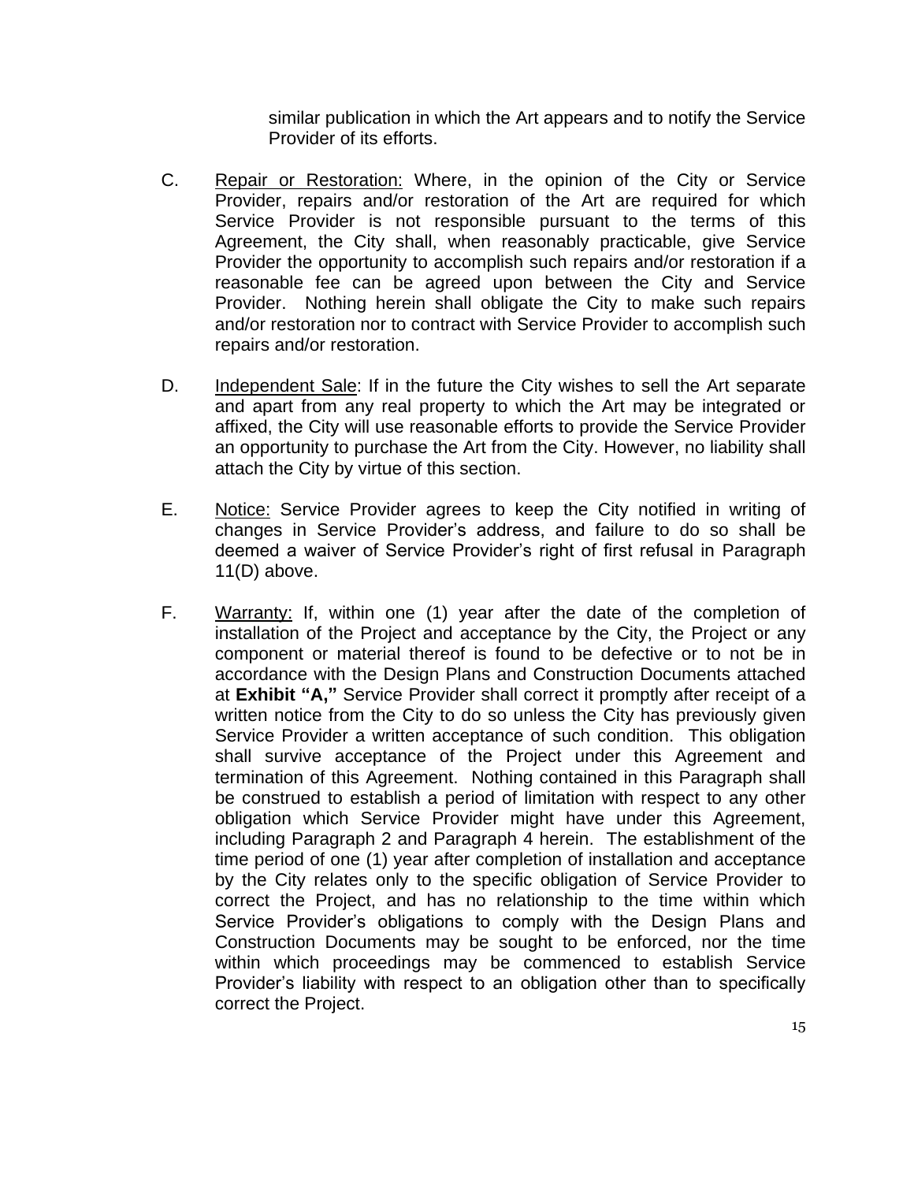similar publication in which the Art appears and to notify the Service Provider of its efforts.

C. Repair or Restoration: Where, in the opinion of the City or Service Provider, repairs and/or restoration of the Art are required for which Service Provider is not responsible pursuant to the terms of this Agreement, the City shall, when reasonably practicable, give Service Provider the opportunity to accomplish such repairs and/or restoration if a reasonable fee can be agreed upon between the City and Service Provider. Nothing herein shall obligate the City to make such repairs and/or restoration nor to contract with Service Provider to accomplish such repairs and/or restoration.

D. Independent Sale: If in the future the City wishes to sell the Art separate and apart from any real property to which the Art may be integrated or affixed, the City will use reasonable efforts to provide the Service Provider an opportunity to purchase the Art from the City. However, no liability shall attach the City by virtue of this section.

E. Notice: Service Provider agrees to keep the City notified in writing of changes in Service Provider's address, and failure to do so shall be deemed a waiver of Service Provider's right of first refusal in Paragraph 11(D) above.

F. Warranty: If, within one (1) year after the date of the completion of installation of the Project and acceptance by the City, the Project or any component or material thereof is found to be defective or to not be in accordance with the Design Plans and Construction Documents attached at **Exhibit "A,"** Service Provider shall correct it promptly after receipt of a written notice from the City to do so unless the City has previously given Service Provider a written acceptance of such condition. This obligation shall survive acceptance of the Project under this Agreement and termination of this Agreement. Nothing contained in this Paragraph shall be construed to establish a period of limitation with respect to any other obligation which Service Provider might have under this Agreement, including Paragraph 2 and Paragraph 4 herein. The establishment of the time period of one (1) year after completion of installation and acceptance by the City relates only to the specific obligation of Service Provider to correct the Project, and has no relationship to the time within which Service Provider's obligations to comply with the Design Plans and Construction Documents may be sought to be enforced, nor the time within which proceedings may be commenced to establish Service Provider's liability with respect to an obligation other than to specifically correct the Project.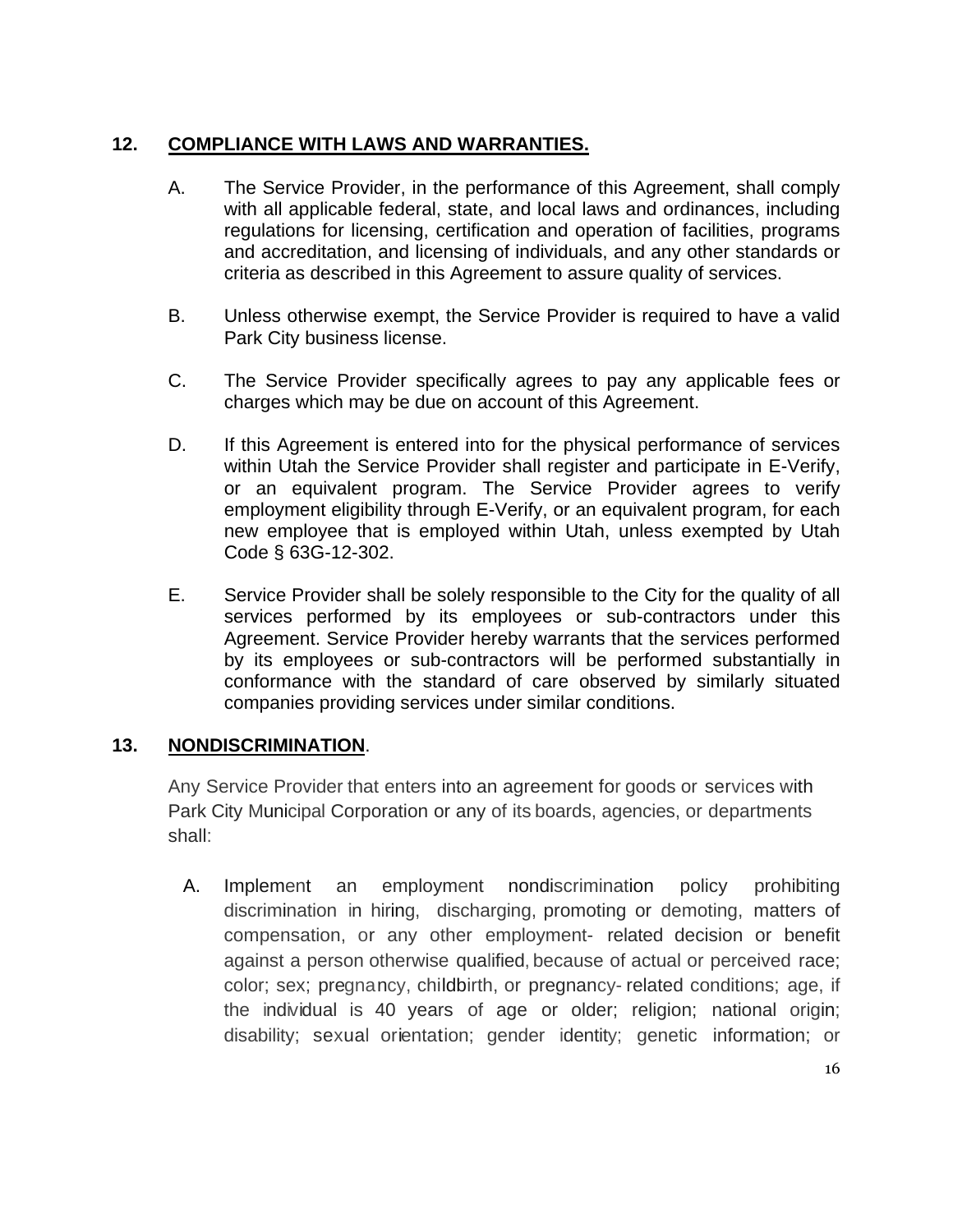## 12. COMPLIANCE WITH LAWS AND WARRANTIES.

A. The Service Provider, in the performance of this Agreement, shall comply with all applicable federal, state, and local laws and ordinances, including regulations for licensing, certification and operation of facilities, programs and accreditation, and licensing of individuals, and any other standards or criteria as described in this Agreement to assure quality of services.

B. Unless otherwise exempt, the Service Provider is required to have a valid Park City business license.

C. The Service Provider specifically agrees to pay any applicable fees or charges which may be due on account of this Agreement.

D. If this Agreement is entered into for the physical performance of services within Utah the Service Provider shall register and participate in E-Verify, or an equivalent program. The Service Provider agrees to verify employment eligibility through E-Verify, or an equivalent program, for each new employee that is employed within Utah, unless exempted by Utah Code § 63G-12-302.

E. Service Provider shall be solely responsible to the City for the quality of all services performed by its employees or sub-contractors under this Agreement. Service Provider hereby warrants that the services performed by its employees or sub-contractors will be performed substantially in conformance with the standard of care observed by similarly situated companies providing services under similar conditions.

## 13. NONDISCRIMINATION.

Any Service Provider that enters into an agreement for goods or services with Park City Municipal Corporation or any of its boards, agencies, or departments shall:

A. Implement an employment nondiscrimination policy prohibiting discrimination in hiring, discharging, promoting or demoting, matters of compensation, or any other employment- related decision or benefit against a person otherwise qualified, because of actual or perceived race; color; sex; pregnancy, childbirth, or pregnancy- related conditions; age, if the individual is 40 years of age or older; religion; national origin; disability; sexual orientation; gender identity; genetic information; or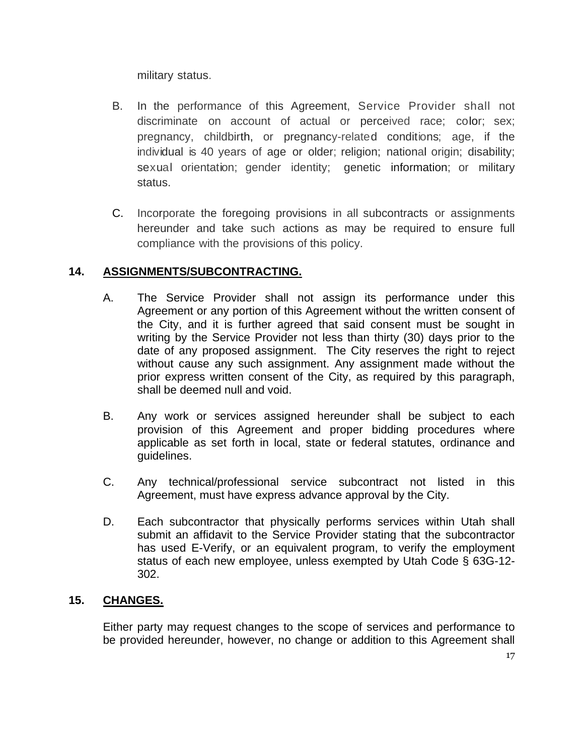military status.

B. In the performance of this Agreement, Service Provider shall not discriminate on account of actual or perceived race; color; sex; pregnancy, childbirth, or pregnancy-related conditions; age, if the individual is 40 years of age or older; religion; national origin; disability; sexual orientation; gender identity; genetic information; or military status.

C. Incorporate the foregoing provisions in all subcontracts or assignments hereunder and take such actions as may be required to ensure full compliance with the provisions of this policy.

## 14. ASSIGNMENTS/SUBCONTRACTING.

A. The Service Provider shall not assign its performance under this Agreement or any portion of this Agreement without the written consent of the City, and it is further agreed that said consent must be sought in writing by the Service Provider not less than thirty (30) days prior to the date of any proposed assignment. The City reserves the right to reject without cause any such assignment. Any assignment made without the prior express written consent of the City, as required by this paragraph, shall be deemed null and void.

B. Any work or services assigned hereunder shall be subject to each provision of this Agreement and proper bidding procedures where applicable as set forth in local, state or federal statutes, ordinance and guidelines.

C. Any technical/professional service subcontract not listed in this Agreement, must have express advance approval by the City.

D. Each subcontractor that physically performs services within Utah shall submit an affidavit to the Service Provider stating that the subcontractor has used E-Verify, or an equivalent program, to verify the employment status of each new employee, unless exempted by Utah Code § 63G-12-302.

## 15. CHANGES.

Either party may request changes to the scope of services and performance to be provided hereunder, however, no change or addition to this Agreement shall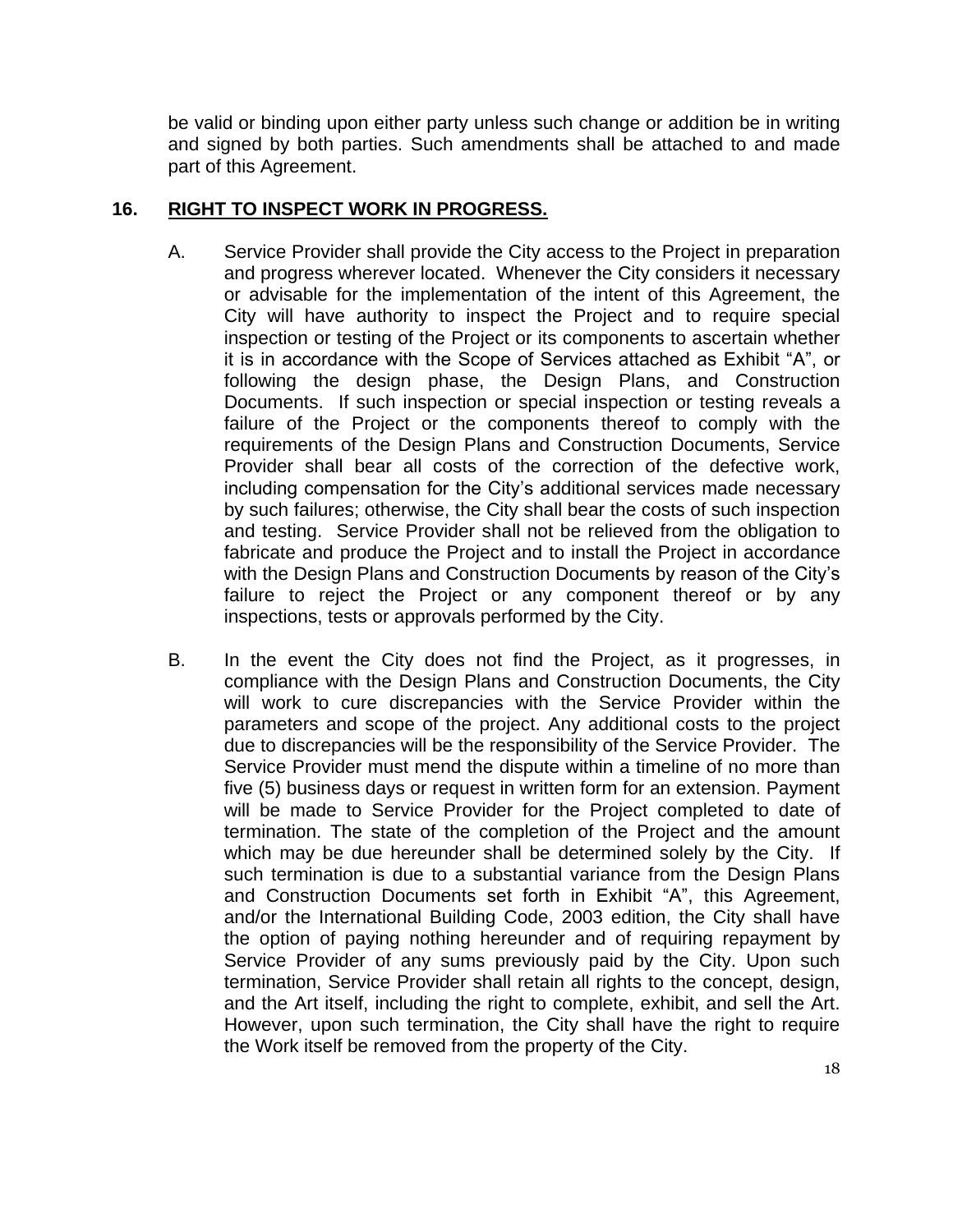be valid or binding upon either party unless such change or addition be in writing and signed by both parties. Such amendments shall be attached to and made part of this Agreement.

## 16. <u>RIGHT TO INSPECT WORK IN PROGRESS.</u>

A. Service Provider shall provide the City access to the Project in preparation and progress wherever located. Whenever the City considers it necessary or advisable for the implementation of the intent of this Agreement, the City will have authority to inspect the Project and to require special inspection or testing of the Project or its components to ascertain whether it is in accordance with the Scope of Services attached as Exhibit "A", or following the design phase, the Design Plans, and Construction Documents. If such inspection or special inspection or testing reveals a failure of the Project or the components thereof to comply with the requirements of the Design Plans and Construction Documents, Service Provider shall bear all costs of the correction of the defective work, including compensation for the City's additional services made necessary by such failures; otherwise, the City shall bear the costs of such inspection and testing. Service Provider shall not be relieved from the obligation to fabricate and produce the Project and to install the Project in accordance with the Design Plans and Construction Documents by reason of the City's failure to reject the Project or any component thereof or by any inspections, tests or approvals performed by the City.

B. In the event the City does not find the Project, as it progresses, in compliance with the Design Plans and Construction Documents, the City will work to cure discrepancies with the Service Provider within the parameters and scope of the project. Any additional costs to the project due to discrepancies will be the responsibility of the Service Provider. The Service Provider must mend the dispute within a timeline of no more than five (5) business days or request in written form for an extension. Payment will be made to Service Provider for the Project completed to date of termination. The state of the completion of the Project and the amount which may be due hereunder shall be determined solely by the City. If such termination is due to a substantial variance from the Design Plans and Construction Documents set forth in Exhibit "A", this Agreement, and/or the International Building Code, 2003 edition, the City shall have the option of paying nothing hereunder and of requiring repayment by Service Provider of any sums previously paid by the City. Upon such termination, Service Provider shall retain all rights to the concept, design, and the Art itself, including the right to complete, exhibit, and sell the Art. However, upon such termination, the City shall have the right to require the Work itself be removed from the property of the City.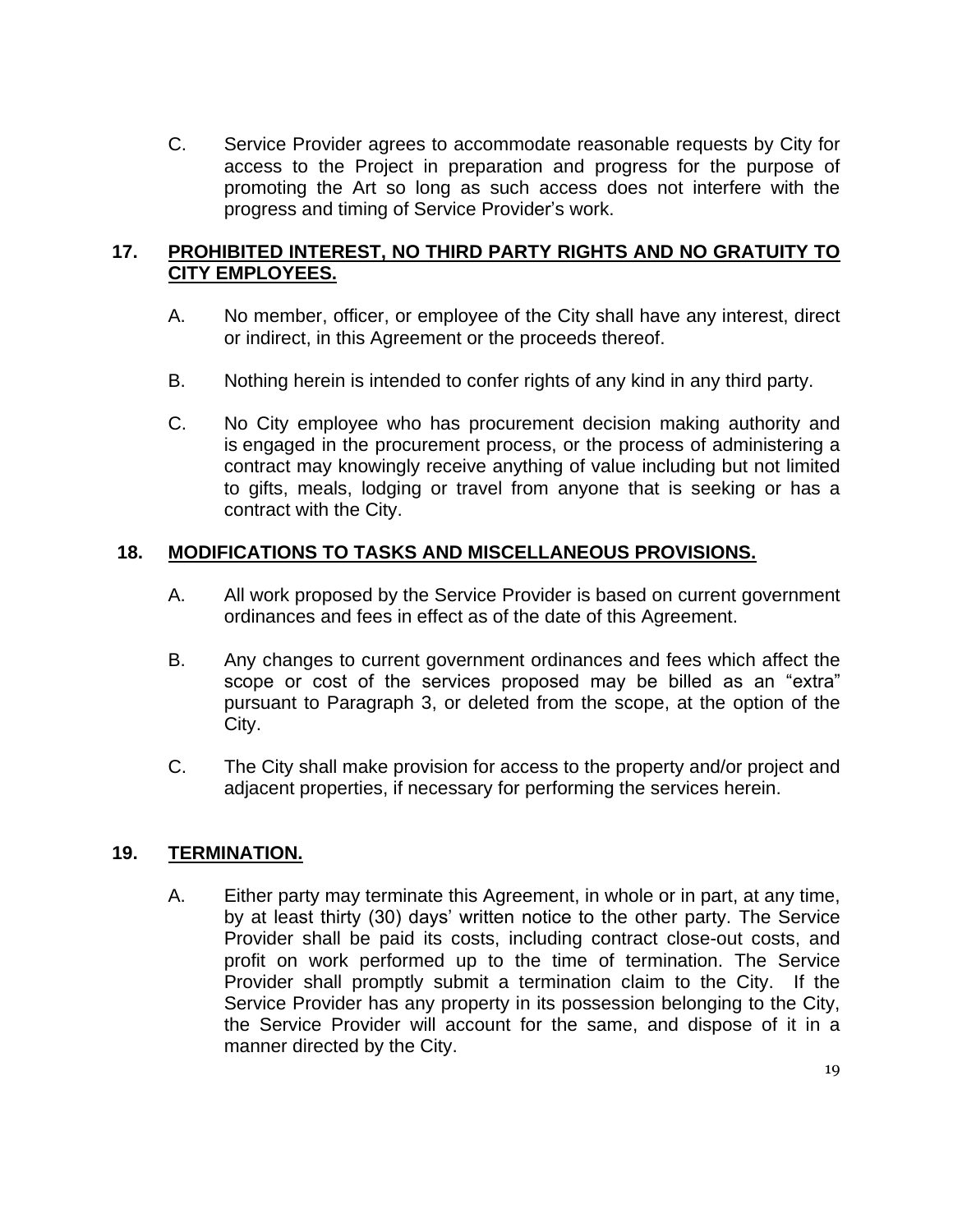C. Service Provider agrees to accommodate reasonable requests by City for access to the Project in preparation and progress for the purpose of promoting the Art so long as such access does not interfere with the progress and timing of Service Provider's work.

## 17. PROHIBITED INTEREST, NO THIRD PARTY RIGHTS AND NO GRATUITY TO CITY EMPLOYEES.

A. No member, officer, or employee of the City shall have any interest, direct or indirect, in this Agreement or the proceeds thereof.

B. Nothing herein is intended to confer rights of any kind in any third party.

C. No City employee who has procurement decision making authority and is engaged in the procurement process, or the process of administering a contract may knowingly receive anything of value including but not limited to gifts, meals, lodging or travel from anyone that is seeking or has a contract with the City.

## 18. MODIFICATIONS TO TASKS AND MISCELLANEOUS PROVISIONS.

A. All work proposed by the Service Provider is based on current government ordinances and fees in effect as of the date of this Agreement.

B. Any changes to current government ordinances and fees which affect the scope or cost of the services proposed may be billed as an "extra" pursuant to Paragraph 3, or deleted from the scope, at the option of the City.

C. The City shall make provision for access to the property and/or project and adjacent properties, if necessary for performing the services herein.

## 19. TERMINATION.

A. Either party may terminate this Agreement, in whole or in part, at any time, by at least thirty (30) days' written notice to the other party. The Service Provider shall be paid its costs, including contract close-out costs, and profit on work performed up to the time of termination. The Service Provider shall promptly submit a termination claim to the City. If the Service Provider has any property in its possession belonging to the City, the Service Provider will account for the same, and dispose of it in a manner directed by the City.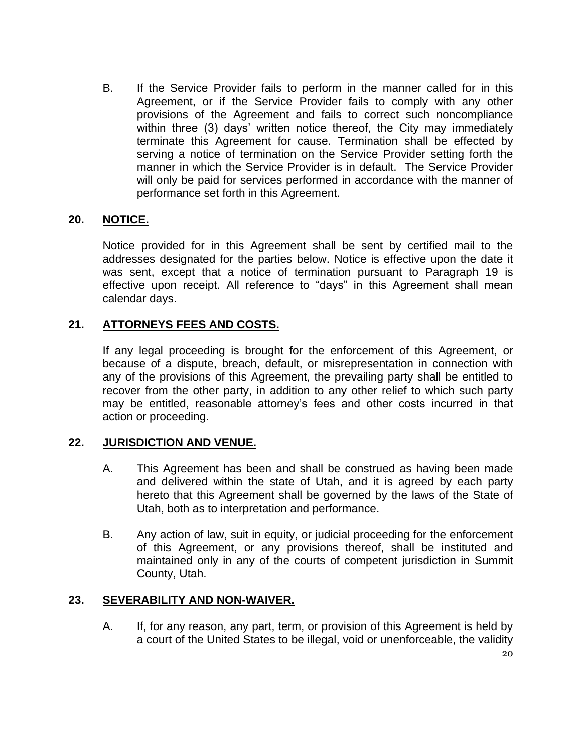B. If the Service Provider fails to perform in the manner called for in this Agreement, or if the Service Provider fails to comply with any other provisions of the Agreement and fails to correct such noncompliance within three (3) days' written notice thereof, the City may immediately terminate this Agreement for cause. Termination shall be effected by serving a notice of termination on the Service Provider setting forth the manner in which the Service Provider is in default. The Service Provider will only be paid for services performed in accordance with the manner of performance set forth in this Agreement.

## 20. <u>NOTICE.</u>

Notice provided for in this Agreement shall be sent by certified mail to the addresses designated for the parties below. Notice is effective upon the date it was sent, except that a notice of termination pursuant to Paragraph 19 is effective upon receipt. All reference to "days" in this Agreement shall mean calendar days.

## 21. <u>ATTORNEYS FEES AND COSTS.</u>

If any legal proceeding is brought for the enforcement of this Agreement, or because of a dispute, breach, default, or misrepresentation in connection with any of the provisions of this Agreement, the prevailing party shall be entitled to recover from the other party, in addition to any other relief to which such party may be entitled, reasonable attorney's fees and other costs incurred in that action or proceeding.

## 22. <u>JURISDICTION AND VENUE.</u>

A. This Agreement has been and shall be construed as having been made and delivered within the state of Utah, and it is agreed by each party hereto that this Agreement shall be governed by the laws of the State of Utah, both as to interpretation and performance.

B. Any action of law, suit in equity, or judicial proceeding for the enforcement of this Agreement, or any provisions thereof, shall be instituted and maintained only in any of the courts of competent jurisdiction in Summit County, Utah.

## 23. <u>SEVERABILITY AND NON-WAIVER.</u>

A. If, for any reason, any part, term, or provision of this Agreement is held by a court of the United States to be illegal, void or unenforceable, the validity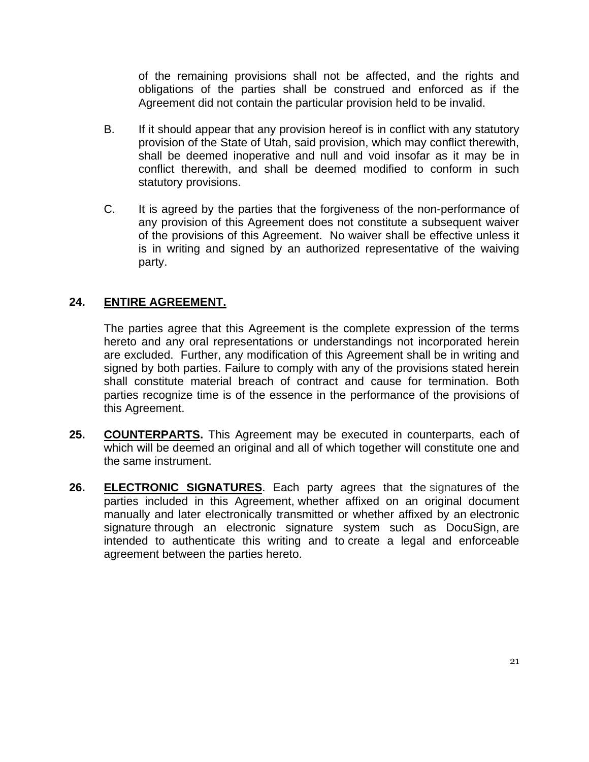of the remaining provisions shall not be affected, and the rights and obligations of the parties shall be construed and enforced as if the Agreement did not contain the particular provision held to be invalid.

B. If it should appear that any provision hereof is in conflict with any statutory provision of the State of Utah, said provision, which may conflict therewith, shall be deemed inoperative and null and void insofar as it may be in conflict therewith, and shall be deemed modified to conform in such statutory provisions.

C. It is agreed by the parties that the forgiveness of the non-performance of any provision of this Agreement does not constitute a subsequent waiver of the provisions of this Agreement. No waiver shall be effective unless it is in writing and signed by an authorized representative of the waiving party.

**24. ENTIRE AGREEMENT.**

The parties agree that this Agreement is the complete expression of the terms hereto and any oral representations or understandings not incorporated herein are excluded. Further, any modification of this Agreement shall be in writing and signed by both parties. Failure to comply with any of the provisions stated herein shall constitute material breach of contract and cause for termination. Both parties recognize time is of the essence in the performance of the provisions of this Agreement.

**25. COUNTERPARTS.** This Agreement may be executed in counterparts, each of which will be deemed an original and all of which together will constitute one and the same instrument.

**26. ELECTRONIC SIGNATURES**. Each party agrees that the signatures of the parties included in this Agreement, whether affixed on an original document manually and later electronically transmitted or whether affixed by an electronic signature through an electronic signature system such as DocuSign, are intended to authenticate this writing and to create a legal and enforceable agreement between the parties hereto.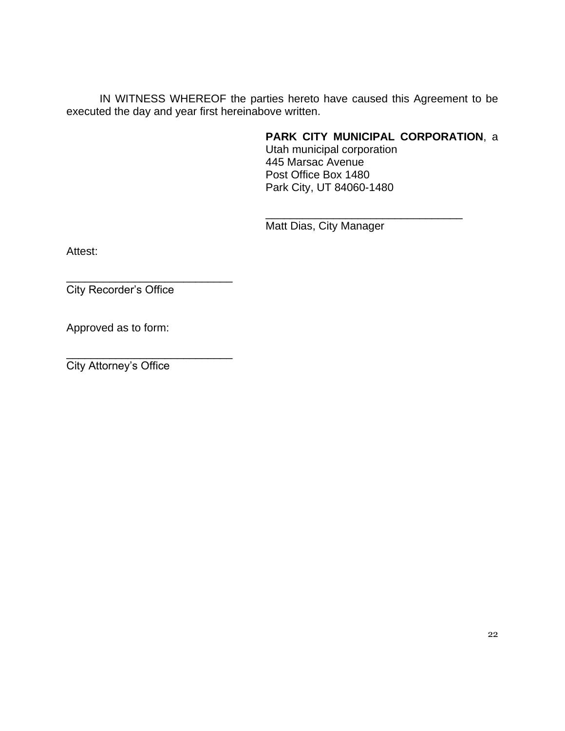IN WITNESS WHEREOF the parties hereto have caused this Agreement to be executed the day and year first hereinabove written.

**PARK CITY MUNICIPAL CORPORATION**, a Utah municipal corporation
445 Marsac Avenue
Post Office Box 1480
Park City, UT 84060-1480

\_\_\_\_\_\_\_\_\_\_\_\_\_\_\_\_\_\_\_\_\_\_\_\_\_\_\_\_\_\_\_\_\_\_
Matt Dias, City Manager

Attest:

\_\_\_\_\_\_\_\_\_\_\_\_\_\_\_\_\_\_\_\_\_\_\_\_\_\_\_\_
City Recorder's Office

Approved as to form:

\_\_\_\_\_\_\_\_\_\_\_\_\_\_\_\_\_\_\_\_\_\_\_\_\_\_\_\_
City Attorney's Office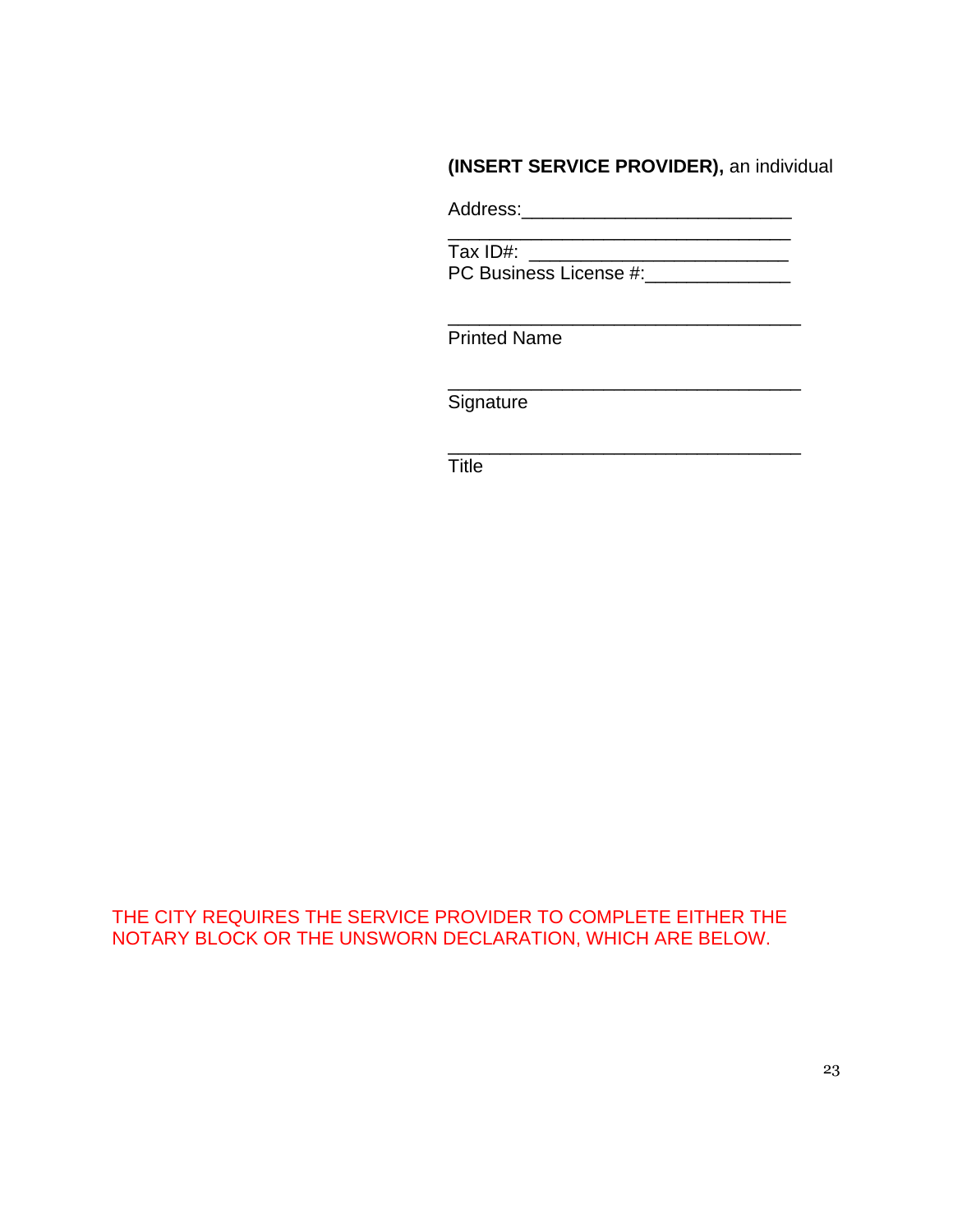**(INSERT SERVICE PROVIDER),** an individual

Address:\_\_\_\_\_\_\_\_\_\_\_\_\_\_\_\_\_\_\_\_\_\_\_\_\_\_\_

\_\_\_\_\_\_\_\_\_\_\_\_\_\_\_\_\_\_\_\_\_\_\_\_\_\_\_\_\_\_\_\_\_

Tax ID#: \_\_\_\_\_\_\_\_\_\_\_\_\_\_\_\_\_\_\_\_\_\_\_\_\_\_

PC Business License #:\_\_\_\_\_\_\_\_\_\_\_\_\_\_

\_\_\_\_\_\_\_\_\_\_\_\_\_\_\_\_\_\_\_\_\_\_\_\_\_\_\_\_\_\_\_\_\_\_\_\_

Printed Name

\_\_\_\_\_\_\_\_\_\_\_\_\_\_\_\_\_\_\_\_\_\_\_\_\_\_\_\_\_\_\_\_\_\_\_\_

Signature

\_\_\_\_\_\_\_\_\_\_\_\_\_\_\_\_\_\_\_\_\_\_\_\_\_\_\_\_\_\_\_\_\_\_\_\_

Title

THE CITY REQUIRES THE SERVICE PROVIDER TO COMPLETE EITHER THE NOTARY BLOCK OR THE UNSWORN DECLARATION, WHICH ARE BELOW.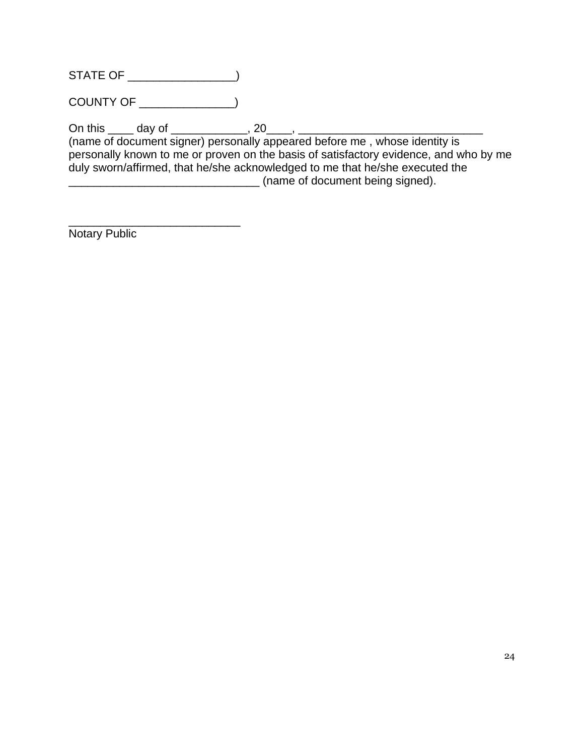STATE OF _________________)

COUNTY OF _______________)

On this ____ day of ____________, 20____, ______________________________ (name of document signer) personally appeared before me , whose identity is personally known to me or proven on the basis of satisfactory evidence, and who by me duly sworn/affirmed, that he/she acknowledged to me that he/she executed the ______________________________ (name of document being signed).

___________________________
Notary Public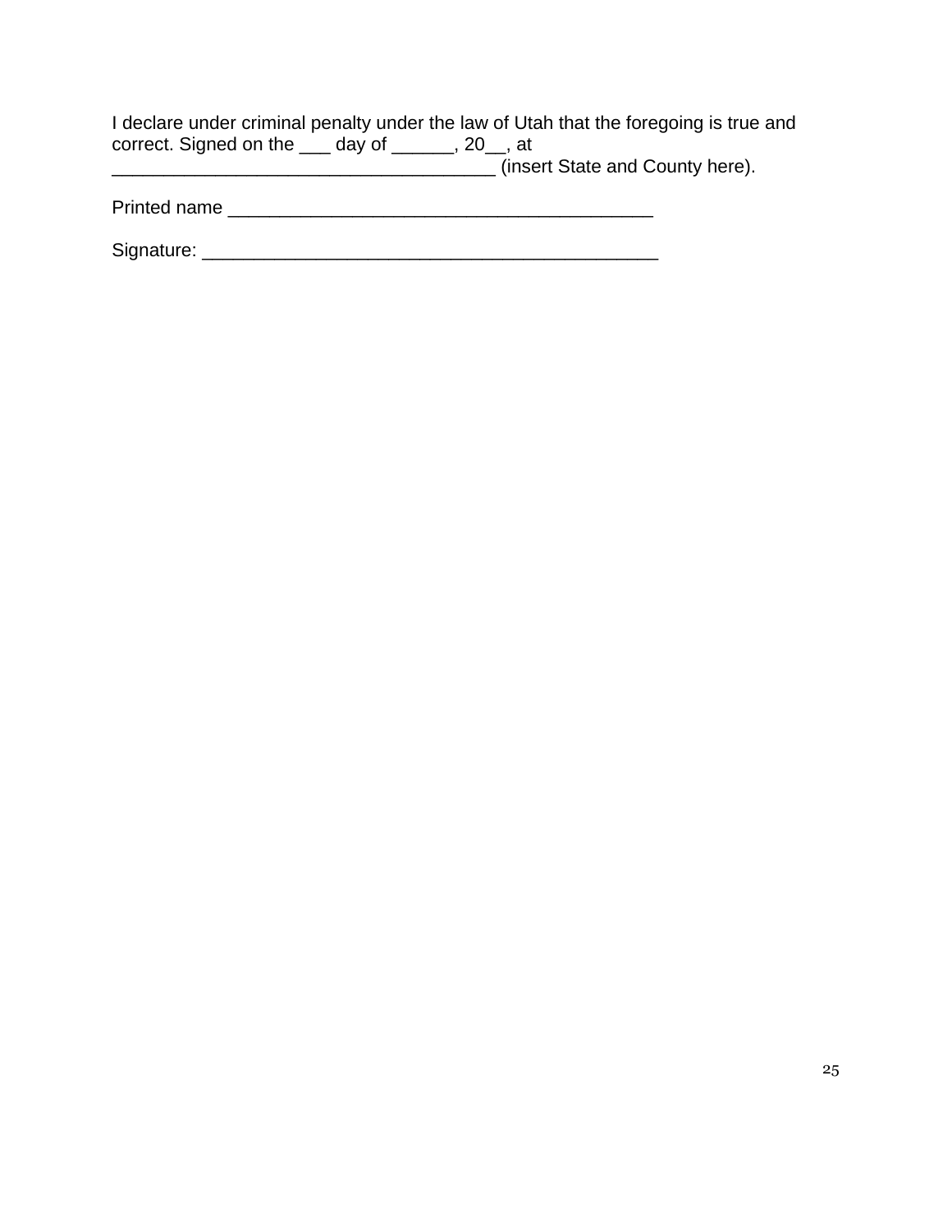I declare under criminal penalty under the law of Utah that the foregoing is true and correct. Signed on the ___ day of ______, 20__, at ____________________________________ (insert State and County here).

Printed name ________________________________________

Signature: ___________________________________________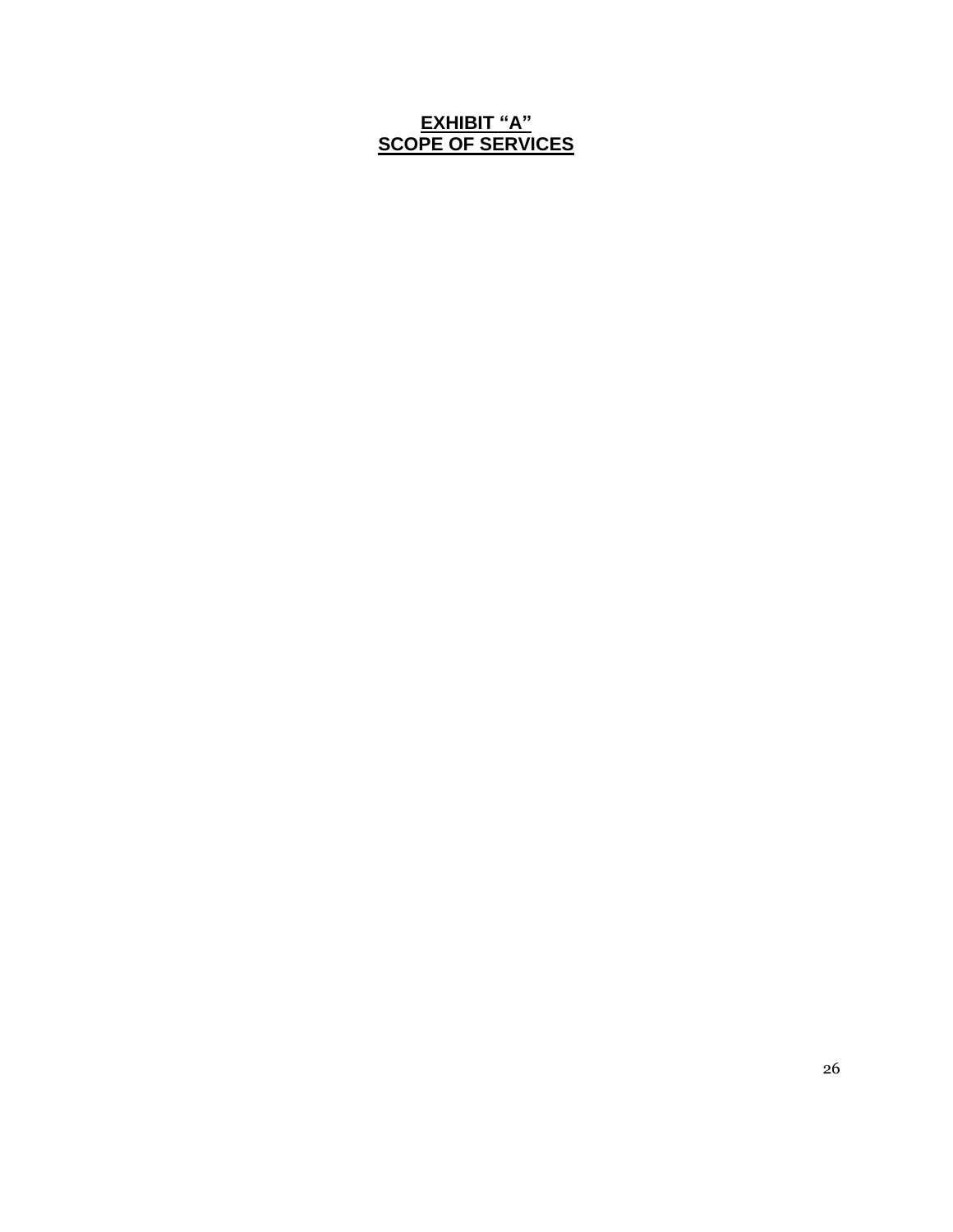# **EXHIBIT "A"**
# **SCOPE OF SERVICES**